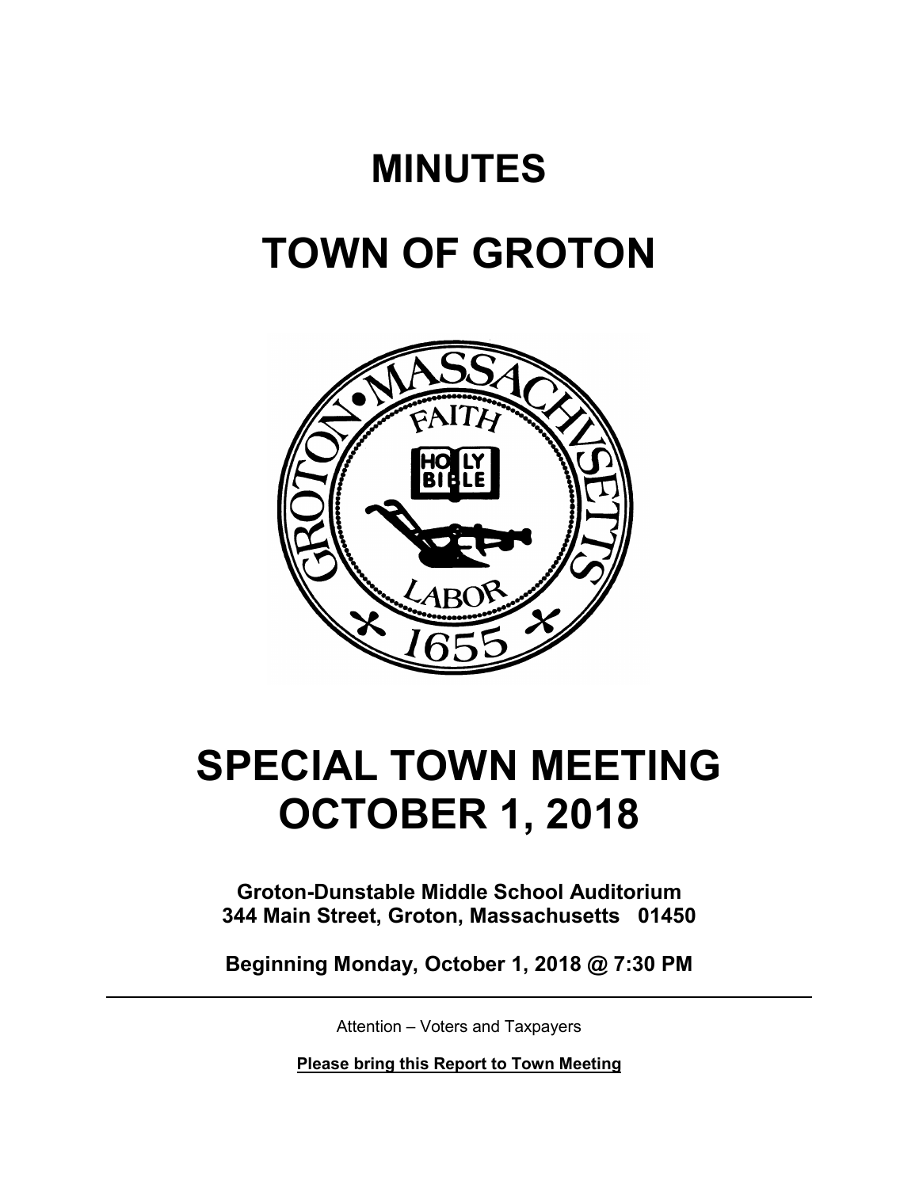# MINUTES

# TOWN OF GROTON

# SPECIAL TOWN MEETING
# OCTOBER 1, 2018

**Groton-Dunstable Middle School Auditorium**
**344 Main Street, Groton, Massachusetts 01450**

**Beginning Monday, October 1, 2018 @ 7:30 PM**

---

Attention – Voters and Taxpayers

**Please bring this Report to Town Meeting**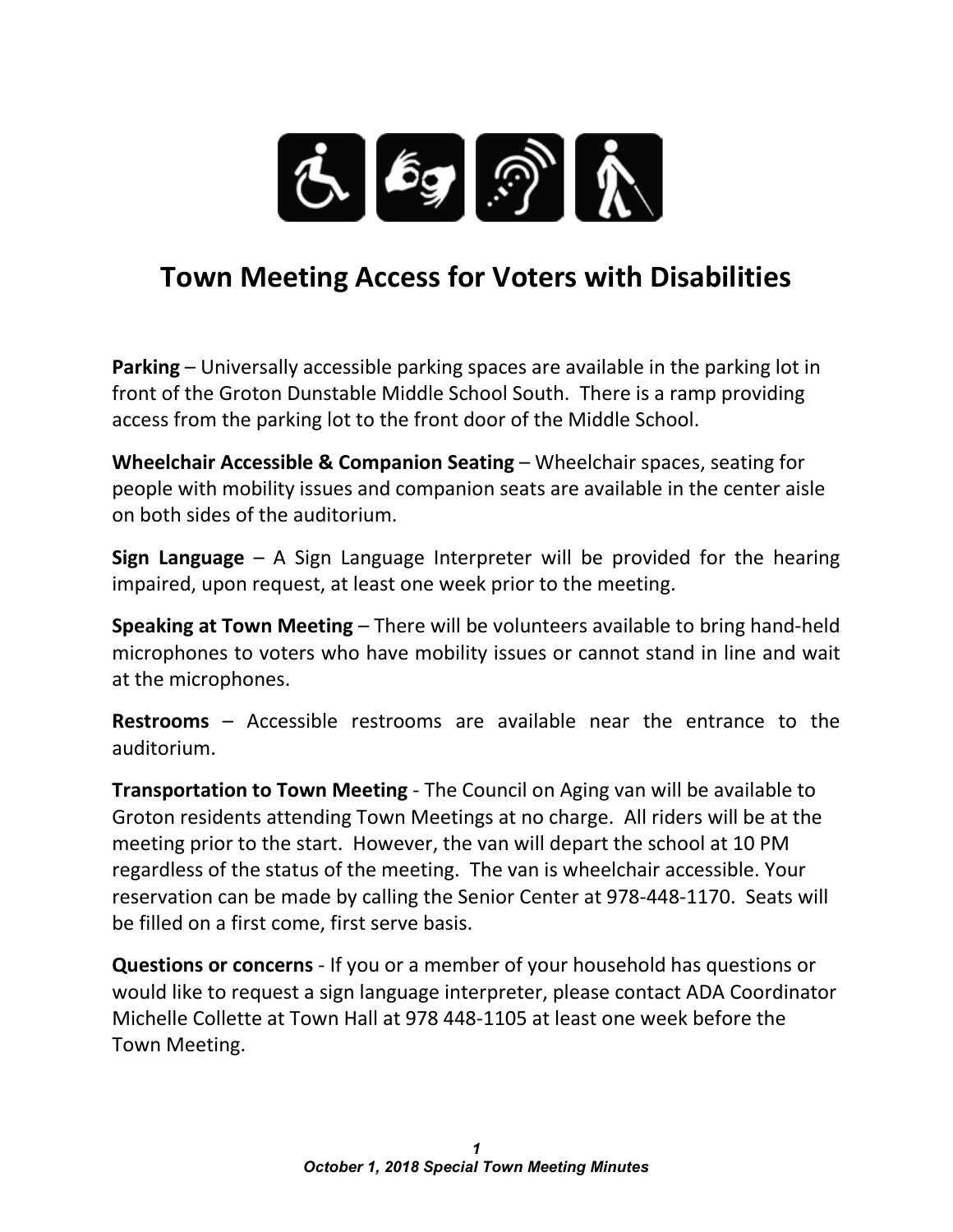# Town Meeting Access for Voters with Disabilities

**Parking** – Universally accessible parking spaces are available in the parking lot in front of the Groton Dunstable Middle School South. There is a ramp providing access from the parking lot to the front door of the Middle School.

**Wheelchair Accessible & Companion Seating** – Wheelchair spaces, seating for people with mobility issues and companion seats are available in the center aisle on both sides of the auditorium.

**Sign Language** – A Sign Language Interpreter will be provided for the hearing impaired, upon request, at least one week prior to the meeting.

**Speaking at Town Meeting** – There will be volunteers available to bring hand-held microphones to voters who have mobility issues or cannot stand in line and wait at the microphones.

**Restrooms** – Accessible restrooms are available near the entrance to the auditorium.

**Transportation to Town Meeting** - The Council on Aging van will be available to Groton residents attending Town Meetings at no charge. All riders will be at the meeting prior to the start. However, the van will depart the school at 10 PM regardless of the status of the meeting. The van is wheelchair accessible. Your reservation can be made by calling the Senior Center at 978-448-1170. Seats will be filled on a first come, first serve basis.

**Questions or concerns** - If you or a member of your household has questions or would like to request a sign language interpreter, please contact ADA Coordinator Michelle Collette at Town Hall at 978 448-1105 at least one week before the Town Meeting.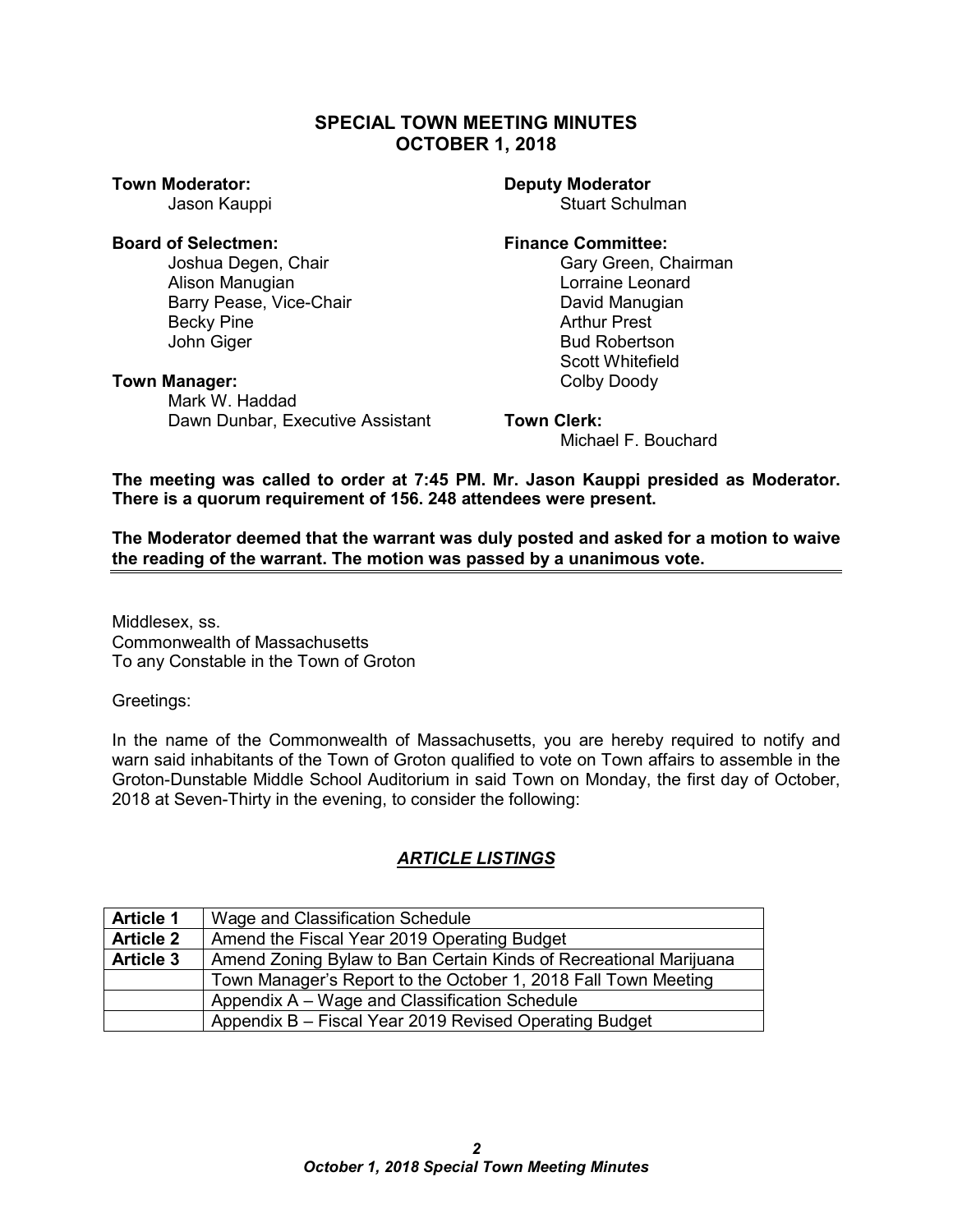# SPECIAL TOWN MEETING MINUTES
## OCTOBER 1, 2018

**Town Moderator:**
Jason Kauppi

**Deputy Moderator**
Stuart Schulman

**Board of Selectmen:**
Joshua Degen, Chair
Alison Manugian
Barry Pease, Vice-Chair
Becky Pine
John Giger

**Finance Committee:**
Gary Green, Chairman
Lorraine Leonard
David Manugian
Arthur Prest
Bud Robertson
Scott Whitefield
Colby Doody

**Town Manager:**
Mark W. Haddad
Dawn Dunbar, Executive Assistant

**Town Clerk:**
Michael F. Bouchard

**The meeting was called to order at 7:45 PM. Mr. Jason Kauppi presided as Moderator. There is a quorum requirement of 156. 248 attendees were present.**

**The Moderator deemed that the warrant was duly posted and asked for a motion to waive the reading of the warrant. The motion was passed by a unanimous vote.**

---

Middlesex, ss.
Commonwealth of Massachusetts
To any Constable in the Town of Groton

Greetings:

In the name of the Commonwealth of Massachusetts, you are hereby required to notify and warn said inhabitants of the Town of Groton qualified to vote on Town affairs to assemble in the Groton-Dunstable Middle School Auditorium in said Town on Monday, the first day of October, 2018 at Seven-Thirty in the evening, to consider the following:

## *ARTICLE LISTINGS*

| | |
|---|---|
| **Article 1** | Wage and Classification Schedule |
| **Article 2** | Amend the Fiscal Year 2019 Operating Budget |
| **Article 3** | Amend Zoning Bylaw to Ban Certain Kinds of Recreational Marijuana |
| | Town Manager's Report to the October 1, 2018 Fall Town Meeting |
| | Appendix A – Wage and Classification Schedule |
| | Appendix B – Fiscal Year 2019 Revised Operating Budget |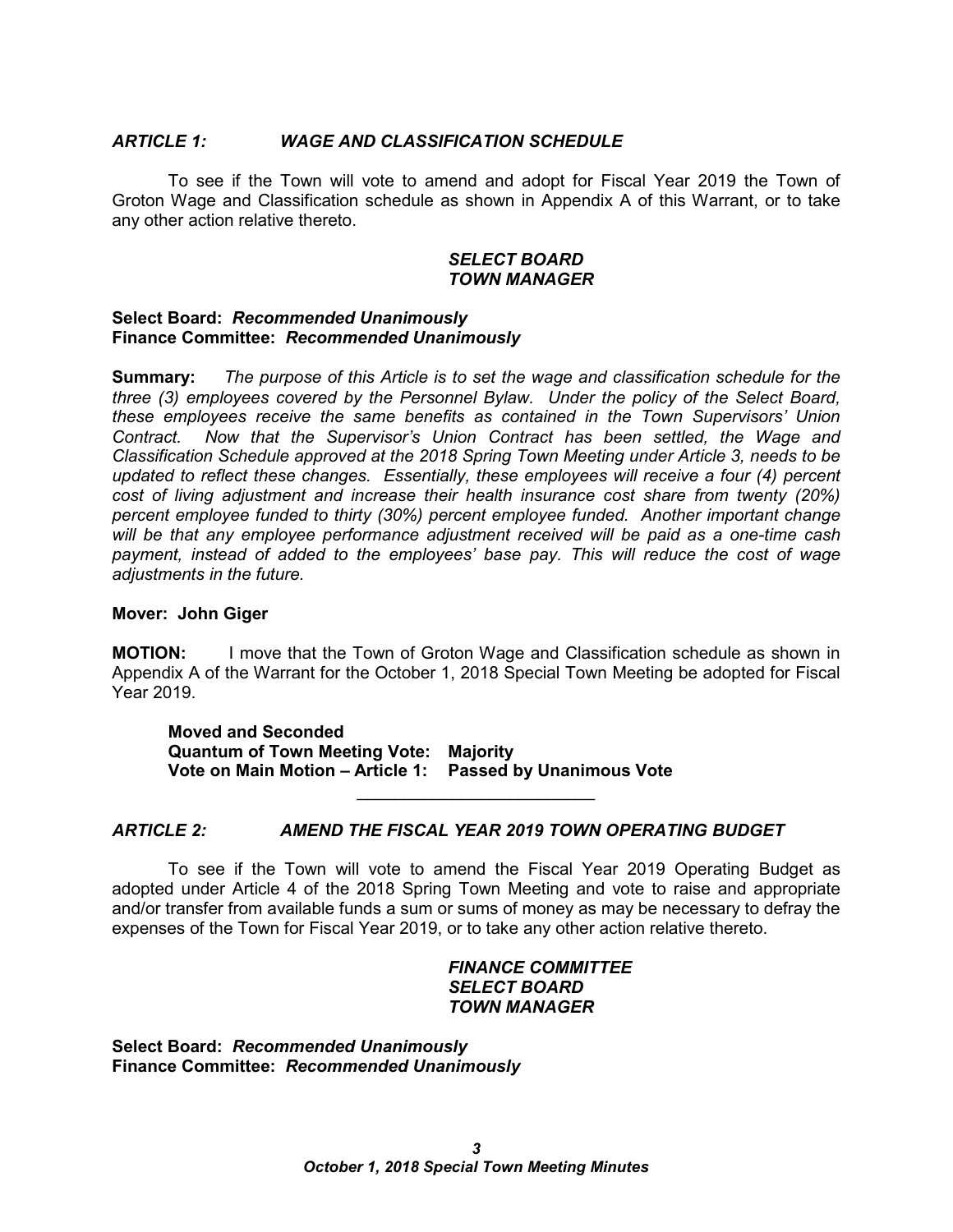### *ARTICLE 1: WAGE AND CLASSIFICATION SCHEDULE*

To see if the Town will vote to amend and adopt for Fiscal Year 2019 the Town of Groton Wage and Classification schedule as shown in Appendix A of this Warrant, or to take any other action relative thereto.

***SELECT BOARD***
***TOWN MANAGER***

**Select Board:** ***Recommended Unanimously***
**Finance Committee:** ***Recommended Unanimously***

**Summary:** *The purpose of this Article is to set the wage and classification schedule for the three (3) employees covered by the Personnel Bylaw. Under the policy of the Select Board, these employees receive the same benefits as contained in the Town Supervisors' Union Contract. Now that the Supervisor's Union Contract has been settled, the Wage and Classification Schedule approved at the 2018 Spring Town Meeting under Article 3, needs to be updated to reflect these changes. Essentially, these employees will receive a four (4) percent cost of living adjustment and increase their health insurance cost share from twenty (20%) percent employee funded to thirty (30%) percent employee funded. Another important change will be that any employee performance adjustment received will be paid as a one-time cash payment, instead of added to the employees' base pay. This will reduce the cost of wage adjustments in the future.*

**Mover: John Giger**

**MOTION:** I move that the Town of Groton Wage and Classification schedule as shown in Appendix A of the Warrant for the October 1, 2018 Special Town Meeting be adopted for Fiscal Year 2019.

**Moved and Seconded**
**Quantum of Town Meeting Vote: Majority**
**Vote on Main Motion – Article 1: Passed by Unanimous Vote**

---

### *ARTICLE 2: AMEND THE FISCAL YEAR 2019 TOWN OPERATING BUDGET*

To see if the Town will vote to amend the Fiscal Year 2019 Operating Budget as adopted under Article 4 of the 2018 Spring Town Meeting and vote to raise and appropriate and/or transfer from available funds a sum or sums of money as may be necessary to defray the expenses of the Town for Fiscal Year 2019, or to take any other action relative thereto.

***FINANCE COMMITTEE***
***SELECT BOARD***
***TOWN MANAGER***

**Select Board:** ***Recommended Unanimously***
**Finance Committee:** ***Recommended Unanimously***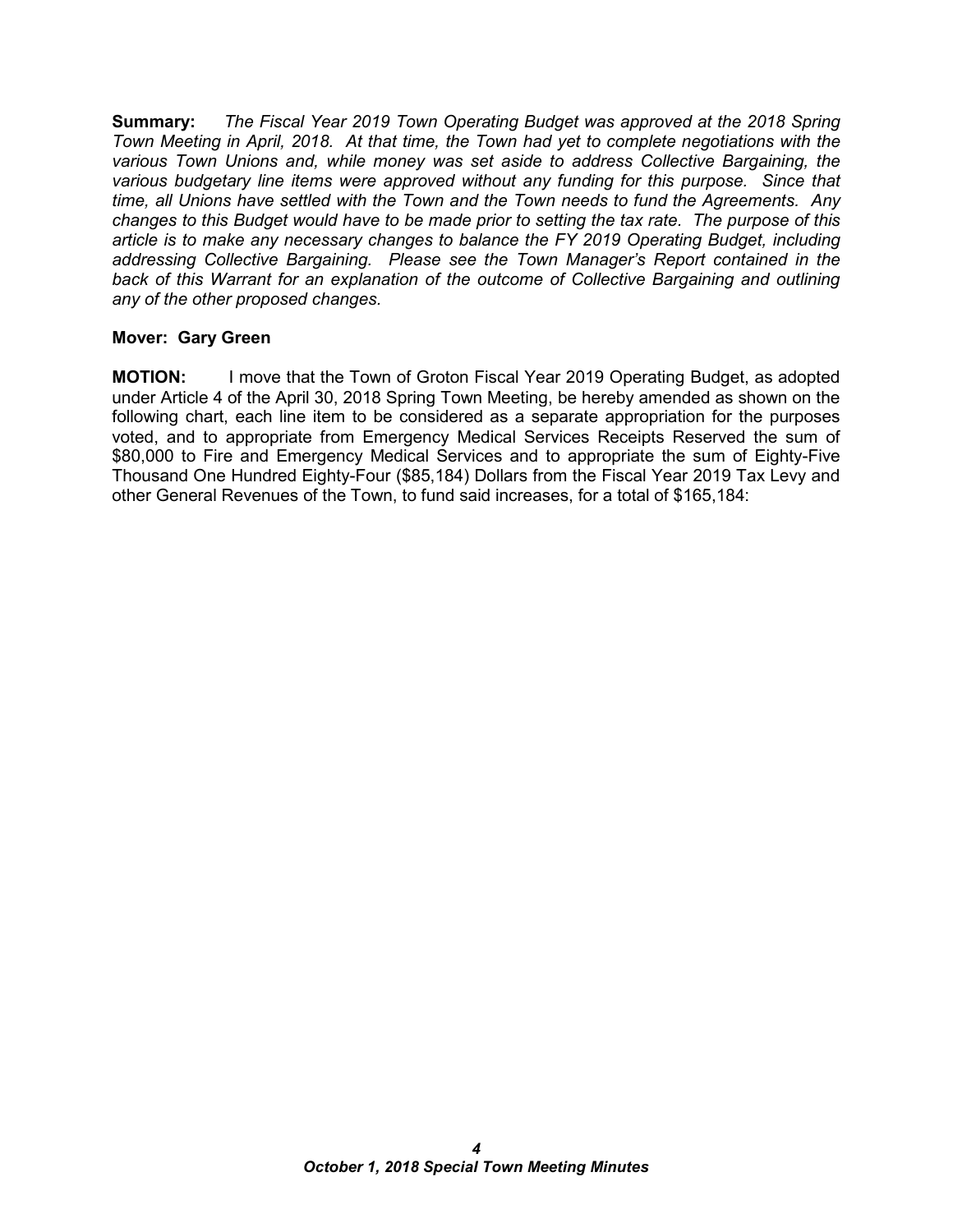**Summary:** *The Fiscal Year 2019 Town Operating Budget was approved at the 2018 Spring Town Meeting in April, 2018. At that time, the Town had yet to complete negotiations with the various Town Unions and, while money was set aside to address Collective Bargaining, the various budgetary line items were approved without any funding for this purpose. Since that time, all Unions have settled with the Town and the Town needs to fund the Agreements. Any changes to this Budget would have to be made prior to setting the tax rate. The purpose of this article is to make any necessary changes to balance the FY 2019 Operating Budget, including addressing Collective Bargaining. Please see the Town Manager's Report contained in the back of this Warrant for an explanation of the outcome of Collective Bargaining and outlining any of the other proposed changes.*

**Mover: Gary Green**

**MOTION:** I move that the Town of Groton Fiscal Year 2019 Operating Budget, as adopted under Article 4 of the April 30, 2018 Spring Town Meeting, be hereby amended as shown on the following chart, each line item to be considered as a separate appropriation for the purposes voted, and to appropriate from Emergency Medical Services Receipts Reserved the sum of $80,000 to Fire and Emergency Medical Services and to appropriate the sum of Eighty-Five Thousand One Hundred Eighty-Four ($85,184) Dollars from the Fiscal Year 2019 Tax Levy and other General Revenues of the Town, to fund said increases, for a total of $165,184: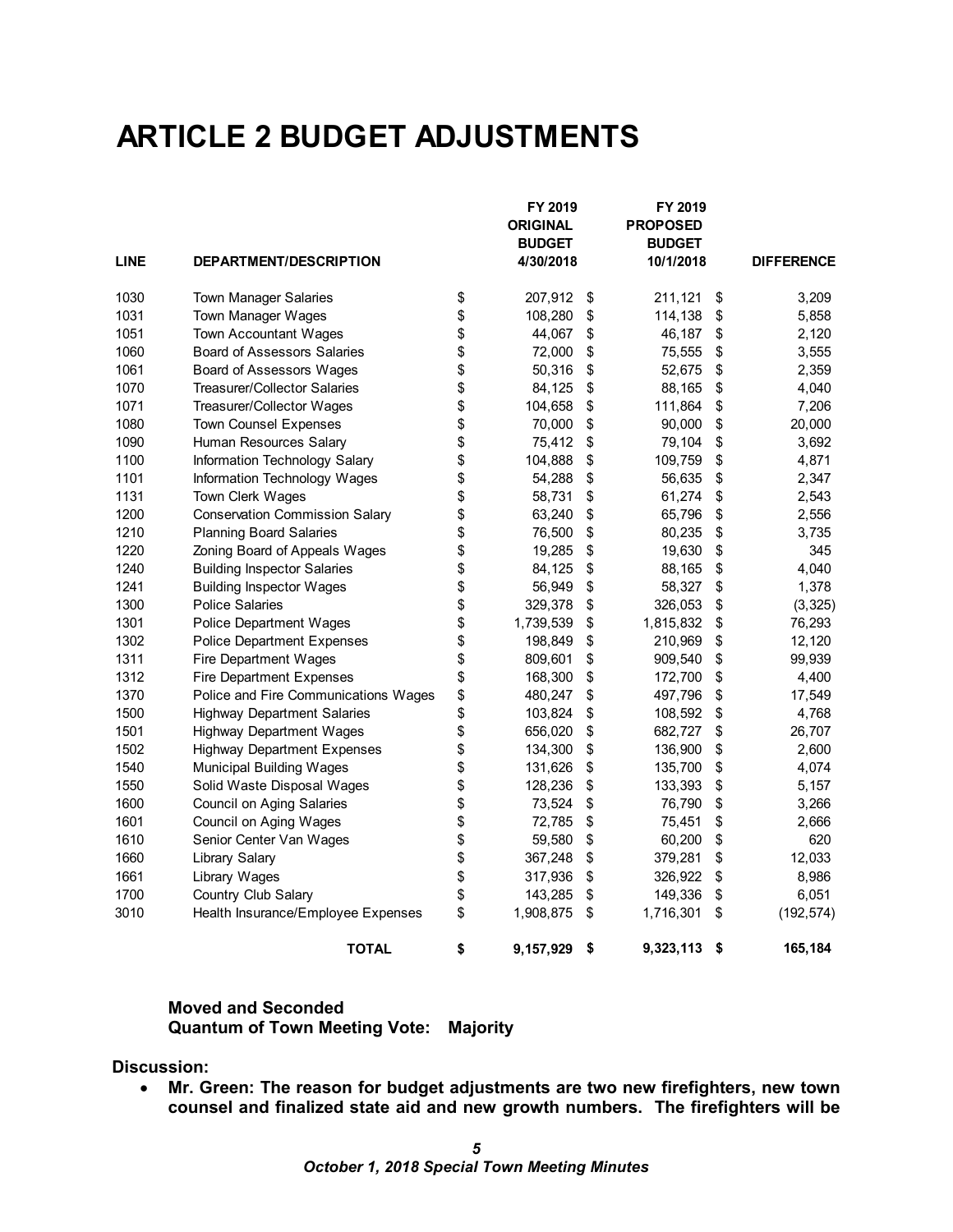# ARTICLE 2 BUDGET ADJUSTMENTS

| LINE | DEPARTMENT/DESCRIPTION | FY 2019 ORIGINAL BUDGET 4/30/2018 | FY 2019 PROPOSED BUDGET 10/1/2018 | DIFFERENCE |
|---|---|---|---|---|
| 1030 | Town Manager Salaries | $ 207,912 | $ 211,121 | $ 3,209 |
| 1031 | Town Manager Wages | $ 108,280 | $ 114,138 | $ 5,858 |
| 1051 | Town Accountant Wages | $ 44,067 | $ 46,187 | $ 2,120 |
| 1060 | Board of Assessors Salaries | $ 72,000 | $ 75,555 | $ 3,555 |
| 1061 | Board of Assessors Wages | $ 50,316 | $ 52,675 | $ 2,359 |
| 1070 | Treasurer/Collector Salaries | $ 84,125 | $ 88,165 | $ 4,040 |
| 1071 | Treasurer/Collector Wages | $ 104,658 | $ 111,864 | $ 7,206 |
| 1080 | Town Counsel Expenses | $ 70,000 | $ 90,000 | $ 20,000 |
| 1090 | Human Resources Salary | $ 75,412 | $ 79,104 | $ 3,692 |
| 1100 | Information Technology Salary | $ 104,888 | $ 109,759 | $ 4,871 |
| 1101 | Information Technology Wages | $ 54,288 | $ 56,635 | $ 2,347 |
| 1131 | Town Clerk Wages | $ 58,731 | $ 61,274 | $ 2,543 |
| 1200 | Conservation Commission Salary | $ 63,240 | $ 65,796 | $ 2,556 |
| 1210 | Planning Board Salaries | $ 76,500 | $ 80,235 | $ 3,735 |
| 1220 | Zoning Board of Appeals Wages | $ 19,285 | $ 19,630 | $ 345 |
| 1240 | Building Inspector Salaries | $ 84,125 | $ 88,165 | $ 4,040 |
| 1241 | Building Inspector Wages | $ 56,949 | $ 58,327 | $ 1,378 |
| 1300 | Police Salaries | $ 329,378 | $ 326,053 | $ (3,325) |
| 1301 | Police Department Wages | $ 1,739,539 | $ 1,815,832 | $ 76,293 |
| 1302 | Police Department Expenses | $ 198,849 | $ 210,969 | $ 12,120 |
| 1311 | Fire Department Wages | $ 809,601 | $ 909,540 | $ 99,939 |
| 1312 | Fire Department Expenses | $ 168,300 | $ 172,700 | $ 4,400 |
| 1370 | Police and Fire Communications Wages | $ 480,247 | $ 497,796 | $ 17,549 |
| 1500 | Highway Department Salaries | $ 103,824 | $ 108,592 | $ 4,768 |
| 1501 | Highway Department Wages | $ 656,020 | $ 682,727 | $ 26,707 |
| 1502 | Highway Department Expenses | $ 134,300 | $ 136,900 | $ 2,600 |
| 1540 | Municipal Building Wages | $ 131,626 | $ 135,700 | $ 4,074 |
| 1550 | Solid Waste Disposal Wages | $ 128,236 | $ 133,393 | $ 5,157 |
| 1600 | Council on Aging Salaries | $ 73,524 | $ 76,790 | $ 3,266 |
| 1601 | Council on Aging Wages | $ 72,785 | $ 75,451 | $ 2,666 |
| 1610 | Senior Center Van Wages | $ 59,580 | $ 60,200 | $ 620 |
| 1660 | Library Salary | $ 367,248 | $ 379,281 | $ 12,033 |
| 1661 | Library Wages | $ 317,936 | $ 326,922 | $ 8,986 |
| 1700 | Country Club Salary | $ 143,285 | $ 149,336 | $ 6,051 |
| 3010 | Health Insurance/Employee Expenses | $ 1,908,875 | $ 1,716,301 | $ (192,574) |
| | **TOTAL** | **$ 9,157,929** | **$ 9,323,113** | **$ 165,184** |

**Moved and Seconded**
**Quantum of Town Meeting Vote: Majority**

**Discussion:**

- **Mr. Green: The reason for budget adjustments are two new firefighters, new town counsel and finalized state aid and new growth numbers. The firefighters will be**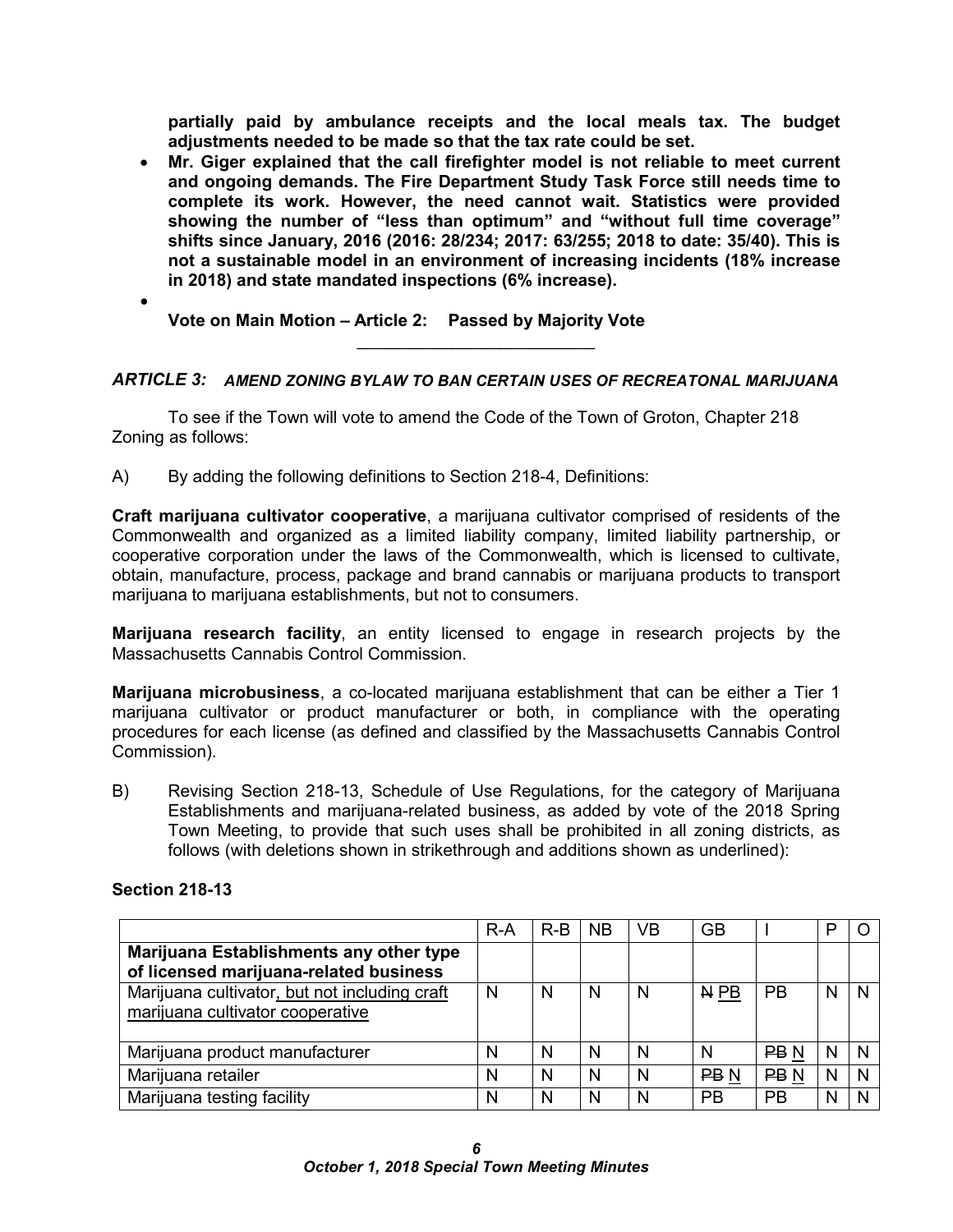**partially paid by ambulance receipts and the local meals tax. The budget adjustments needed to be made so that the tax rate could be set.**

- **Mr. Giger explained that the call firefighter model is not reliable to meet current and ongoing demands. The Fire Department Study Task Force still needs time to complete its work. However, the need cannot wait. Statistics were provided showing the number of "less than optimum" and "without full time coverage" shifts since January, 2016 (2016: 28/234; 2017: 63/255; 2018 to date: 35/40). This is not a sustainable model in an environment of increasing incidents (18% increase in 2018) and state mandated inspections (6% increase).**
- 

**Vote on Main Motion – Article 2: Passed by Majority Vote**

---

### *ARTICLE 3: AMEND ZONING BYLAW TO BAN CERTAIN USES OF RECREATONAL MARIJUANA*

To see if the Town will vote to amend the Code of the Town of Groton, Chapter 218 Zoning as follows:

A) By adding the following definitions to Section 218-4, Definitions:

**Craft marijuana cultivator cooperative**, a marijuana cultivator comprised of residents of the Commonwealth and organized as a limited liability company, limited liability partnership, or cooperative corporation under the laws of the Commonwealth, which is licensed to cultivate, obtain, manufacture, process, package and brand cannabis or marijuana products to transport marijuana to marijuana establishments, but not to consumers.

**Marijuana research facility**, an entity licensed to engage in research projects by the Massachusetts Cannabis Control Commission.

**Marijuana microbusiness**, a co-located marijuana establishment that can be either a Tier 1 marijuana cultivator or product manufacturer or both, in compliance with the operating procedures for each license (as defined and classified by the Massachusetts Cannabis Control Commission).

B) Revising Section 218-13, Schedule of Use Regulations, for the category of Marijuana Establishments and marijuana-related business, as added by vote of the 2018 Spring Town Meeting, to provide that such uses shall be prohibited in all zoning districts, as follows (with deletions shown in strikethrough and additions shown as underlined):

**Section 218-13**

| | R-A | R-B | NB | VB | GB | I | P | O |
|---|---|---|---|---|---|---|---|---|
| **Marijuana Establishments any other type of licensed marijuana-related business** | | | | | | | | |
| Marijuana cultivator<u>, but not including craft marijuana cultivator cooperative</u> | N | N | N | N | ~~N~~ <u>PB</u> | PB | N | N |
| Marijuana product manufacturer | N | N | N | N | N | ~~PB~~ <u>N</u> | N | N |
| Marijuana retailer | N | N | N | N | ~~PB~~ <u>N</u> | ~~PB~~ <u>N</u> | N | N |
| Marijuana testing facility | N | N | N | N | PB | PB | N | N |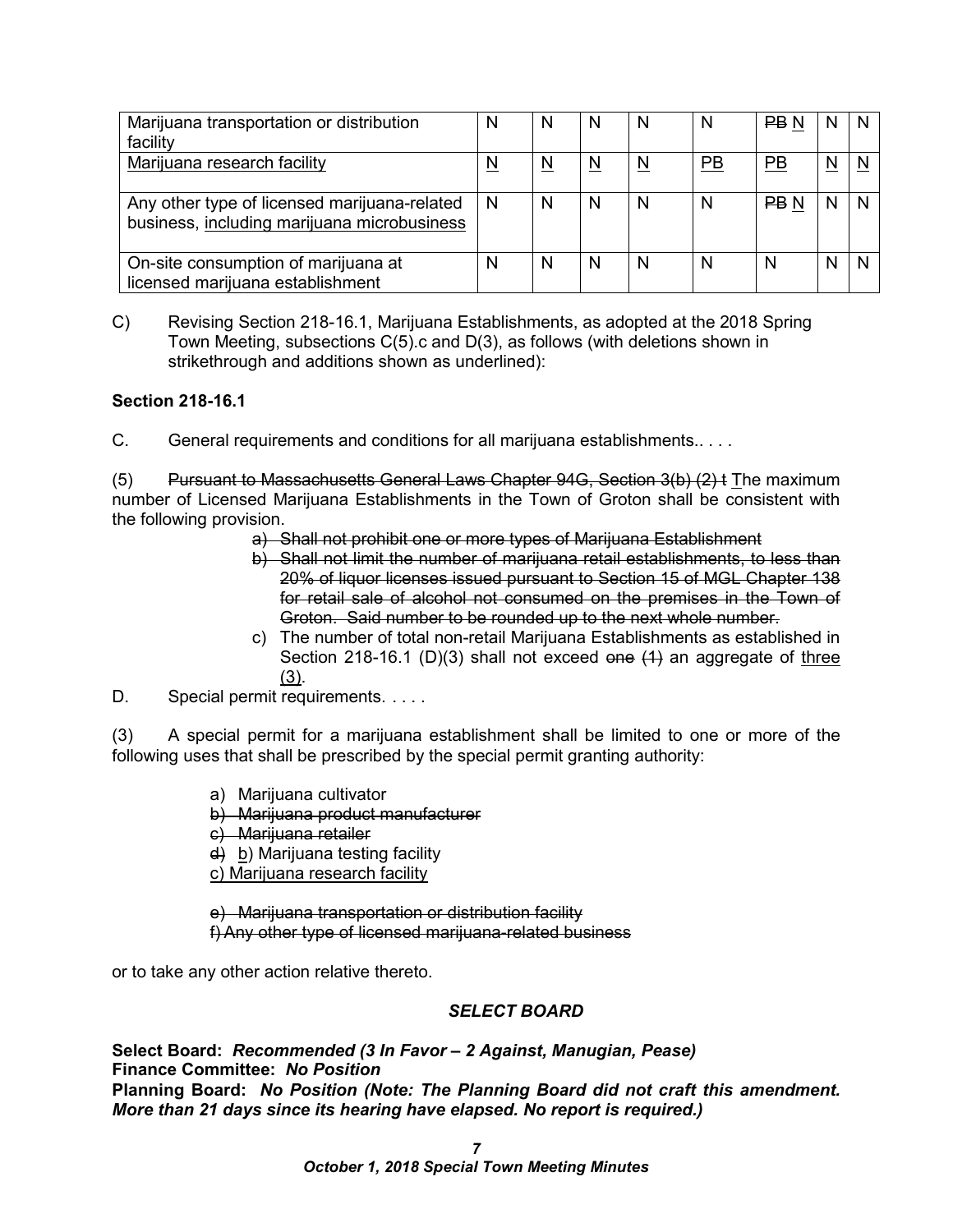| Marijuana transportation or distribution facility | N | N | N | N | N | ~~PB~~ <u>N</u> | N | N |
|---|---|---|---|---|---|---|---|---|
| <u>Marijuana research facility</u> | <u>N</u> | <u>N</u> | <u>N</u> | <u>N</u> | <u>PB</u> | <u>PB</u> | <u>N</u> | <u>N</u> |
| Any other type of licensed marijuana-related business, <u>including marijuana microbusiness</u> | N | N | N | N | N | ~~PB~~ <u>N</u> | N | N |
| On-site consumption of marijuana at licensed marijuana establishment | N | N | N | N | N | N | N | N |

C) Revising Section 218-16.1, Marijuana Establishments, as adopted at the 2018 Spring Town Meeting, subsections C(5).c and D(3), as follows (with deletions shown in strikethrough and additions shown as underlined):

**Section 218-16.1**

C. General requirements and conditions for all marijuana establishments.. . . .

(5) ~~Pursuant to Massachusetts General Laws Chapter 94G, Section 3(b) (2) t~~ <u>T</u>he maximum number of Licensed Marijuana Establishments in the Town of Groton shall be consistent with the following provision.

~~a) Shall not prohibit one or more types of Marijuana Establishment~~

~~b) Shall not limit the number of marijuana retail establishments, to less than 20% of liquor licenses issued pursuant to Section 15 of MGL Chapter 138 for retail sale of alcohol not consumed on the premises in the Town of Groton. Said number to be rounded up to the next whole number.~~

c) The number of total non-retail Marijuana Establishments as established in Section 218-16.1 (D)(3) shall not exceed ~~one (1)~~ an aggregate of <u>three (3)</u>.

D. Special permit requirements. . . . .

(3) A special permit for a marijuana establishment shall be limited to one or more of the following uses that shall be prescribed by the special permit granting authority:

a) Marijuana cultivator
~~b) Marijuana product manufacturer~~
~~c) Marijuana retailer~~
~~d)~~ <u>b</u>) Marijuana testing facility
<u>c) Marijuana research facility</u>

~~e) Marijuana transportation or distribution facility~~
~~f) Any other type of licensed marijuana-related business~~

or to take any other action relative thereto.

***SELECT BOARD***

**Select Board:** ***Recommended (3 In Favor – 2 Against, Manugian, Pease)***
**Finance Committee:** ***No Position***
**Planning Board:** ***No Position (Note: The Planning Board did not craft this amendment. More than 21 days since its hearing have elapsed. No report is required.)***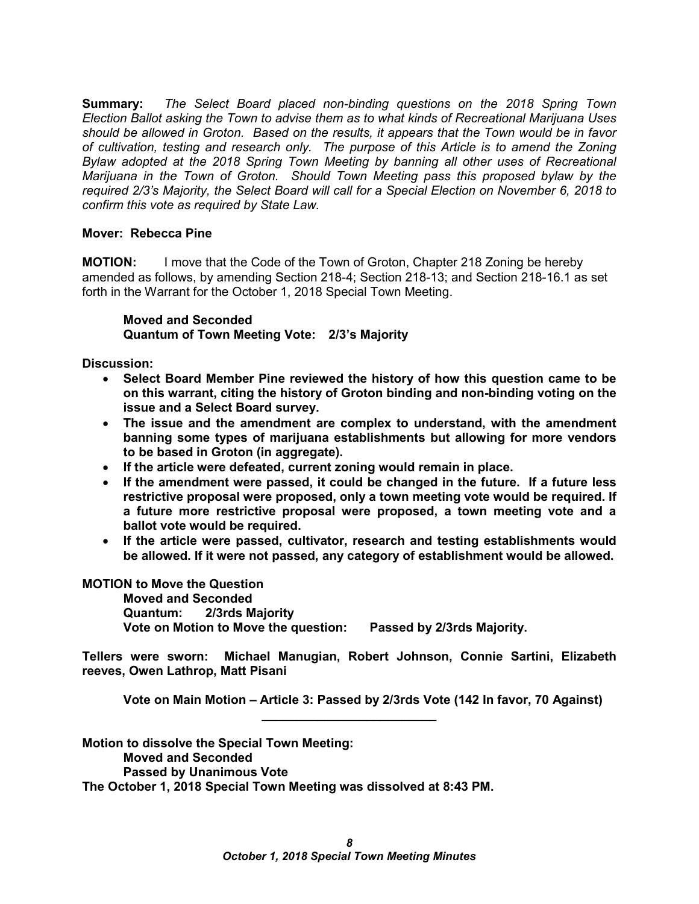**Summary:** *The Select Board placed non-binding questions on the 2018 Spring Town Election Ballot asking the Town to advise them as to what kinds of Recreational Marijuana Uses should be allowed in Groton. Based on the results, it appears that the Town would be in favor of cultivation, testing and research only. The purpose of this Article is to amend the Zoning Bylaw adopted at the 2018 Spring Town Meeting by banning all other uses of Recreational Marijuana in the Town of Groton. Should Town Meeting pass this proposed bylaw by the required 2/3's Majority, the Select Board will call for a Special Election on November 6, 2018 to confirm this vote as required by State Law.*

**Mover: Rebecca Pine**

**MOTION:** I move that the Code of the Town of Groton, Chapter 218 Zoning be hereby amended as follows, by amending Section 218-4; Section 218-13; and Section 218-16.1 as set forth in the Warrant for the October 1, 2018 Special Town Meeting.

> **Moved and Seconded**
> **Quantum of Town Meeting Vote: 2/3's Majority**

**Discussion:**

- **Select Board Member Pine reviewed the history of how this question came to be on this warrant, citing the history of Groton binding and non-binding voting on the issue and a Select Board survey.**
- **The issue and the amendment are complex to understand, with the amendment banning some types of marijuana establishments but allowing for more vendors to be based in Groton (in aggregate).**
- **If the article were defeated, current zoning would remain in place.**
- **If the amendment were passed, it could be changed in the future. If a future less restrictive proposal were proposed, only a town meeting vote would be required. If a future more restrictive proposal were proposed, a town meeting vote and a ballot vote would be required.**
- **If the article were passed, cultivator, research and testing establishments would be allowed. If it were not passed, any category of establishment would be allowed.**

**MOTION to Move the Question**

> **Moved and Seconded**
> **Quantum: 2/3rds Majority**
> **Vote on Motion to Move the question: Passed by 2/3rds Majority.**

**Tellers were sworn: Michael Manugian, Robert Johnson, Connie Sartini, Elizabeth reeves, Owen Lathrop, Matt Pisani**

> **Vote on Main Motion – Article 3: Passed by 2/3rds Vote (142 In favor, 70 Against)**

---

**Motion to dissolve the Special Town Meeting:**

> **Moved and Seconded**
> **Passed by Unanimous Vote**

**The October 1, 2018 Special Town Meeting was dissolved at 8:43 PM.**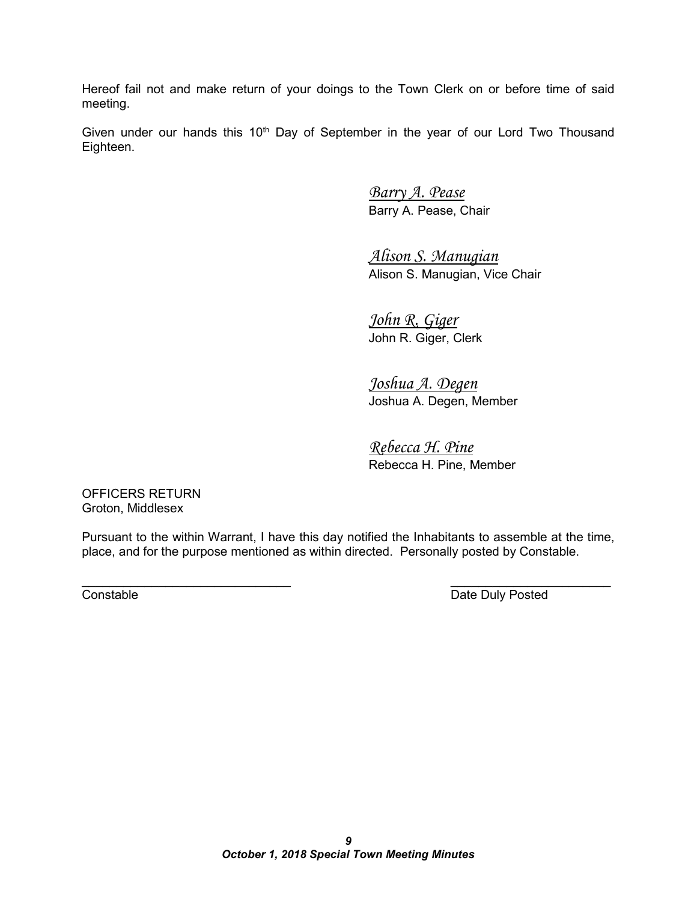Hereof fail not and make return of your doings to the Town Clerk on or before time of said meeting.

Given under our hands this 10th Day of September in the year of our Lord Two Thousand Eighteen.

*Barry A. Pease*
Barry A. Pease, Chair

*Alison S. Manugian*
Alison S. Manugian, Vice Chair

*John R. Giger*
John R. Giger, Clerk

*Joshua A. Degen*
Joshua A. Degen, Member

*Rebecca H. Pine*
Rebecca H. Pine, Member

OFFICERS RETURN
Groton, Middlesex

Pursuant to the within Warrant, I have this day notified the Inhabitants to assemble at the time, place, and for the purpose mentioned as within directed. Personally posted by Constable.

_______________________________ _______________________
Constable Date Duly Posted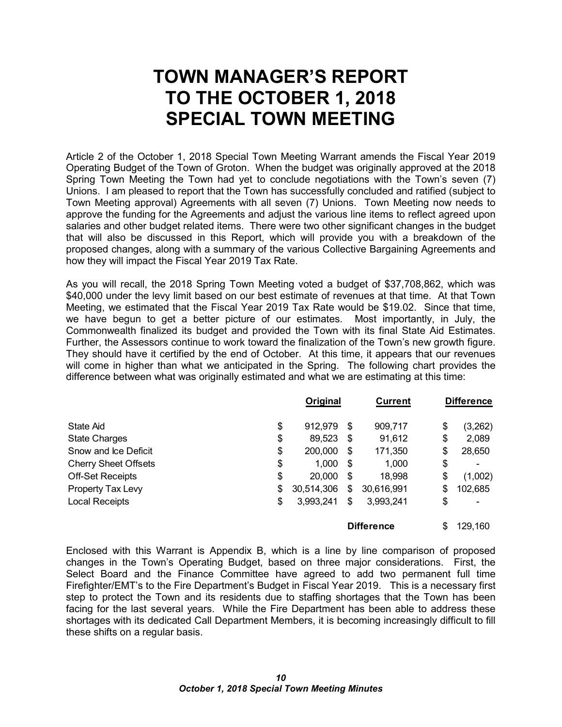# TOWN MANAGER'S REPORT TO THE OCTOBER 1, 2018 SPECIAL TOWN MEETING

Article 2 of the October 1, 2018 Special Town Meeting Warrant amends the Fiscal Year 2019 Operating Budget of the Town of Groton. When the budget was originally approved at the 2018 Spring Town Meeting the Town had yet to conclude negotiations with the Town's seven (7) Unions. I am pleased to report that the Town has successfully concluded and ratified (subject to Town Meeting approval) Agreements with all seven (7) Unions. Town Meeting now needs to approve the funding for the Agreements and adjust the various line items to reflect agreed upon salaries and other budget related items. There were two other significant changes in the budget that will also be discussed in this Report, which will provide you with a breakdown of the proposed changes, along with a summary of the various Collective Bargaining Agreements and how they will impact the Fiscal Year 2019 Tax Rate.

As you will recall, the 2018 Spring Town Meeting voted a budget of $37,708,862, which was $40,000 under the levy limit based on our best estimate of revenues at that time. At that Town Meeting, we estimated that the Fiscal Year 2019 Tax Rate would be $19.02. Since that time, we have begun to get a better picture of our estimates. Most importantly, in July, the Commonwealth finalized its budget and provided the Town with its final State Aid Estimates. Further, the Assessors continue to work toward the finalization of the Town's new growth figure. They should have it certified by the end of October. At this time, it appears that our revenues will come in higher than what we anticipated in the Spring. The following chart provides the difference between what was originally estimated and what we are estimating at this time:

| | Original | Current | Difference |
|---|---|---|---|
| State Aid | $ 912,979 | $ 909,717 | $ (3,262) |
| State Charges | $ 89,523 | $ 91,612 | $ 2,089 |
| Snow and Ice Deficit | $ 200,000 | $ 171,350 | $ 28,650 |
| Cherry Sheet Offsets | $ 1,000 | $ 1,000 | $ - |
| Off-Set Receipts | $ 20,000 | $ 18,998 | $ (1,002) |
| Property Tax Levy | $ 30,514,306 | $ 30,616,991 | $ 102,685 |
| Local Receipts | $ 3,993,241 | $ 3,993,241 | $ - |
| | | **Difference** | $ 129,160 |

Enclosed with this Warrant is Appendix B, which is a line by line comparison of proposed changes in the Town's Operating Budget, based on three major considerations. First, the Select Board and the Finance Committee have agreed to add two permanent full time Firefighter/EMT's to the Fire Department's Budget in Fiscal Year 2019. This is a necessary first step to protect the Town and its residents due to staffing shortages that the Town has been facing for the last several years. While the Fire Department has been able to address these shortages with its dedicated Call Department Members, it is becoming increasingly difficult to fill these shifts on a regular basis.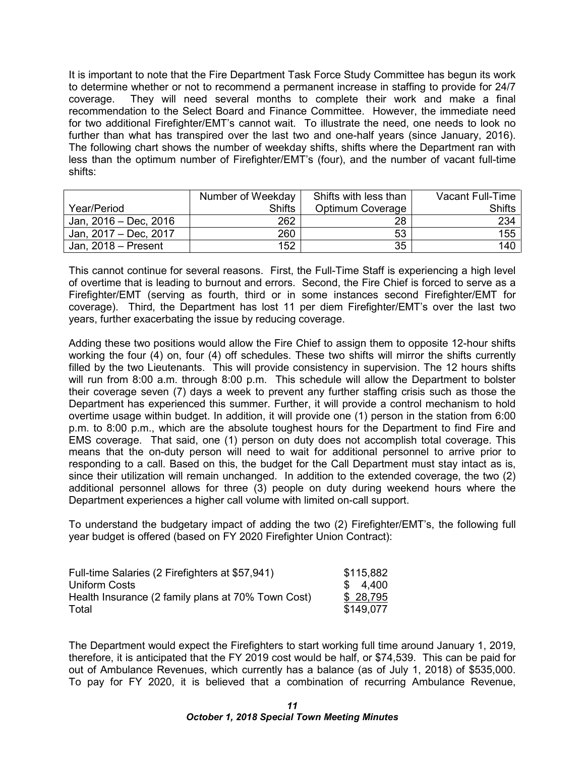It is important to note that the Fire Department Task Force Study Committee has begun its work to determine whether or not to recommend a permanent increase in staffing to provide for 24/7 coverage. They will need several months to complete their work and make a final recommendation to the Select Board and Finance Committee. However, the immediate need for two additional Firefighter/EMT's cannot wait. To illustrate the need, one needs to look no further than what has transpired over the last two and one-half years (since January, 2016). The following chart shows the number of weekday shifts, shifts where the Department ran with less than the optimum number of Firefighter/EMT's (four), and the number of vacant full-time shifts:

| Year/Period | Number of Weekday Shifts | Shifts with less than Optimum Coverage | Vacant Full-Time Shifts |
|---|---:|---:|---:|
| Jan, 2016 – Dec, 2016 | 262 | 28 | 234 |
| Jan, 2017 – Dec, 2017 | 260 | 53 | 155 |
| Jan, 2018 – Present | 152 | 35 | 140 |

This cannot continue for several reasons. First, the Full-Time Staff is experiencing a high level of overtime that is leading to burnout and errors. Second, the Fire Chief is forced to serve as a Firefighter/EMT (serving as fourth, third or in some instances second Firefighter/EMT for coverage). Third, the Department has lost 11 per diem Firefighter/EMT's over the last two years, further exacerbating the issue by reducing coverage.

Adding these two positions would allow the Fire Chief to assign them to opposite 12-hour shifts working the four (4) on, four (4) off schedules. These two shifts will mirror the shifts currently filled by the two Lieutenants. This will provide consistency in supervision. The 12 hours shifts will run from 8:00 a.m. through 8:00 p.m. This schedule will allow the Department to bolster their coverage seven (7) days a week to prevent any further staffing crisis such as those the Department has experienced this summer. Further, it will provide a control mechanism to hold overtime usage within budget. In addition, it will provide one (1) person in the station from 6:00 p.m. to 8:00 p.m., which are the absolute toughest hours for the Department to find Fire and EMS coverage. That said, one (1) person on duty does not accomplish total coverage. This means that the on-duty person will need to wait for additional personnel to arrive prior to responding to a call. Based on this, the budget for the Call Department must stay intact as is, since their utilization will remain unchanged. In addition to the extended coverage, the two (2) additional personnel allows for three (3) people on duty during weekend hours where the Department experiences a higher call volume with limited on-call support.

To understand the budgetary impact of adding the two (2) Firefighter/EMT's, the following full year budget is offered (based on FY 2020 Firefighter Union Contract):

| | |
|---|---:|
| Full-time Salaries (2 Firefighters at $57,941) | $115,882 |
| Uniform Costs | $ 4,400 |
| Health Insurance (2 family plans at 70% Town Cost) | $ 28,795 |
| Total | $149,077 |

The Department would expect the Firefighters to start working full time around January 1, 2019, therefore, it is anticipated that the FY 2019 cost would be half, or $74,539. This can be paid for out of Ambulance Revenues, which currently has a balance (as of July 1, 2018) of $535,000. To pay for FY 2020, it is believed that a combination of recurring Ambulance Revenue,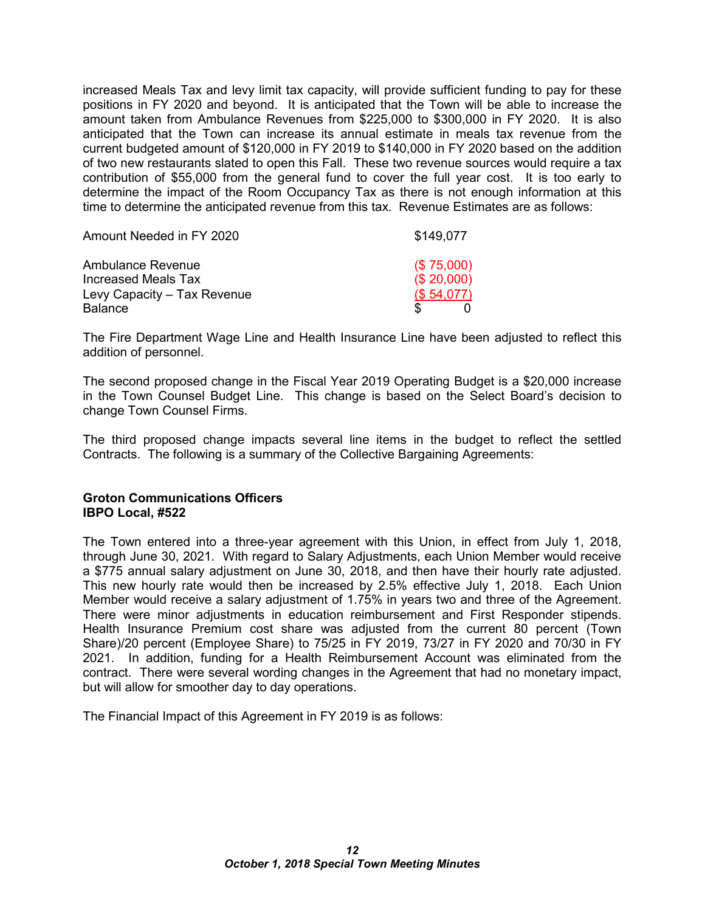increased Meals Tax and levy limit tax capacity, will provide sufficient funding to pay for these positions in FY 2020 and beyond. It is anticipated that the Town will be able to increase the amount taken from Ambulance Revenues from $225,000 to $300,000 in FY 2020. It is also anticipated that the Town can increase its annual estimate in meals tax revenue from the current budgeted amount of $120,000 in FY 2019 to $140,000 in FY 2020 based on the addition of two new restaurants slated to open this Fall. These two revenue sources would require a tax contribution of $55,000 from the general fund to cover the full year cost. It is too early to determine the impact of the Room Occupancy Tax as there is not enough information at this time to determine the anticipated revenue from this tax. Revenue Estimates are as follows:

| | |
|---|---|
| Amount Needed in FY 2020 | $149,077 |
| Ambulance Revenue | ($ 75,000) |
| Increased Meals Tax | ($ 20,000) |
| Levy Capacity – Tax Revenue | ($ 54,077) |
| Balance | $ 0 |

The Fire Department Wage Line and Health Insurance Line have been adjusted to reflect this addition of personnel.

The second proposed change in the Fiscal Year 2019 Operating Budget is a $20,000 increase in the Town Counsel Budget Line. This change is based on the Select Board's decision to change Town Counsel Firms.

The third proposed change impacts several line items in the budget to reflect the settled Contracts. The following is a summary of the Collective Bargaining Agreements:

**Groton Communications Officers**
**IBPO Local, #522**

The Town entered into a three-year agreement with this Union, in effect from July 1, 2018, through June 30, 2021. With regard to Salary Adjustments, each Union Member would receive a $775 annual salary adjustment on June 30, 2018, and then have their hourly rate adjusted. This new hourly rate would then be increased by 2.5% effective July 1, 2018. Each Union Member would receive a salary adjustment of 1.75% in years two and three of the Agreement. There were minor adjustments in education reimbursement and First Responder stipends. Health Insurance Premium cost share was adjusted from the current 80 percent (Town Share)/20 percent (Employee Share) to 75/25 in FY 2019, 73/27 in FY 2020 and 70/30 in FY 2021. In addition, funding for a Health Reimbursement Account was eliminated from the contract. There were several wording changes in the Agreement that had no monetary impact, but will allow for smoother day to day operations.

The Financial Impact of this Agreement in FY 2019 is as follows: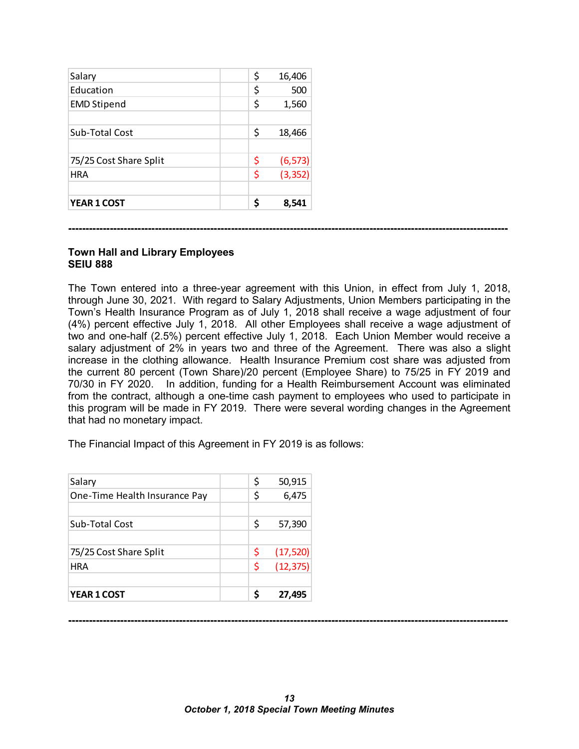| Item | | |
|---|---|---|
| Salary | $ | 16,406 |
| Education | $ | 500 |
| EMD Stipend | $ | 1,560 |
| | | |
| Sub-Total Cost | $ | 18,466 |
| | | |
| 75/25 Cost Share Split | $ | (6,573) |
| HRA | $ | (3,352) |
| | | |
| **YEAR 1 COST** | **$** | **8,541** |

---

**Town Hall and Library Employees**
**SEIU 888**

The Town entered into a three-year agreement with this Union, in effect from July 1, 2018, through June 30, 2021. With regard to Salary Adjustments, Union Members participating in the Town's Health Insurance Program as of July 1, 2018 shall receive a wage adjustment of four (4%) percent effective July 1, 2018. All other Employees shall receive a wage adjustment of two and one-half (2.5%) percent effective July 1, 2018. Each Union Member would receive a salary adjustment of 2% in years two and three of the Agreement. There was also a slight increase in the clothing allowance. Health Insurance Premium cost share was adjusted from the current 80 percent (Town Share)/20 percent (Employee Share) to 75/25 in FY 2019 and 70/30 in FY 2020. In addition, funding for a Health Reimbursement Account was eliminated from the contract, although a one-time cash payment to employees who used to participate in this program will be made in FY 2019. There were several wording changes in the Agreement that had no monetary impact.

The Financial Impact of this Agreement in FY 2019 is as follows:

| Item | | |
|---|---|---|
| Salary | $ | 50,915 |
| One-Time Health Insurance Pay | $ | 6,475 |
| | | |
| Sub-Total Cost | $ | 57,390 |
| | | |
| 75/25 Cost Share Split | $ | (17,520) |
| HRA | $ | (12,375) |
| | | |
| **YEAR 1 COST** | **$** | **27,495** |

---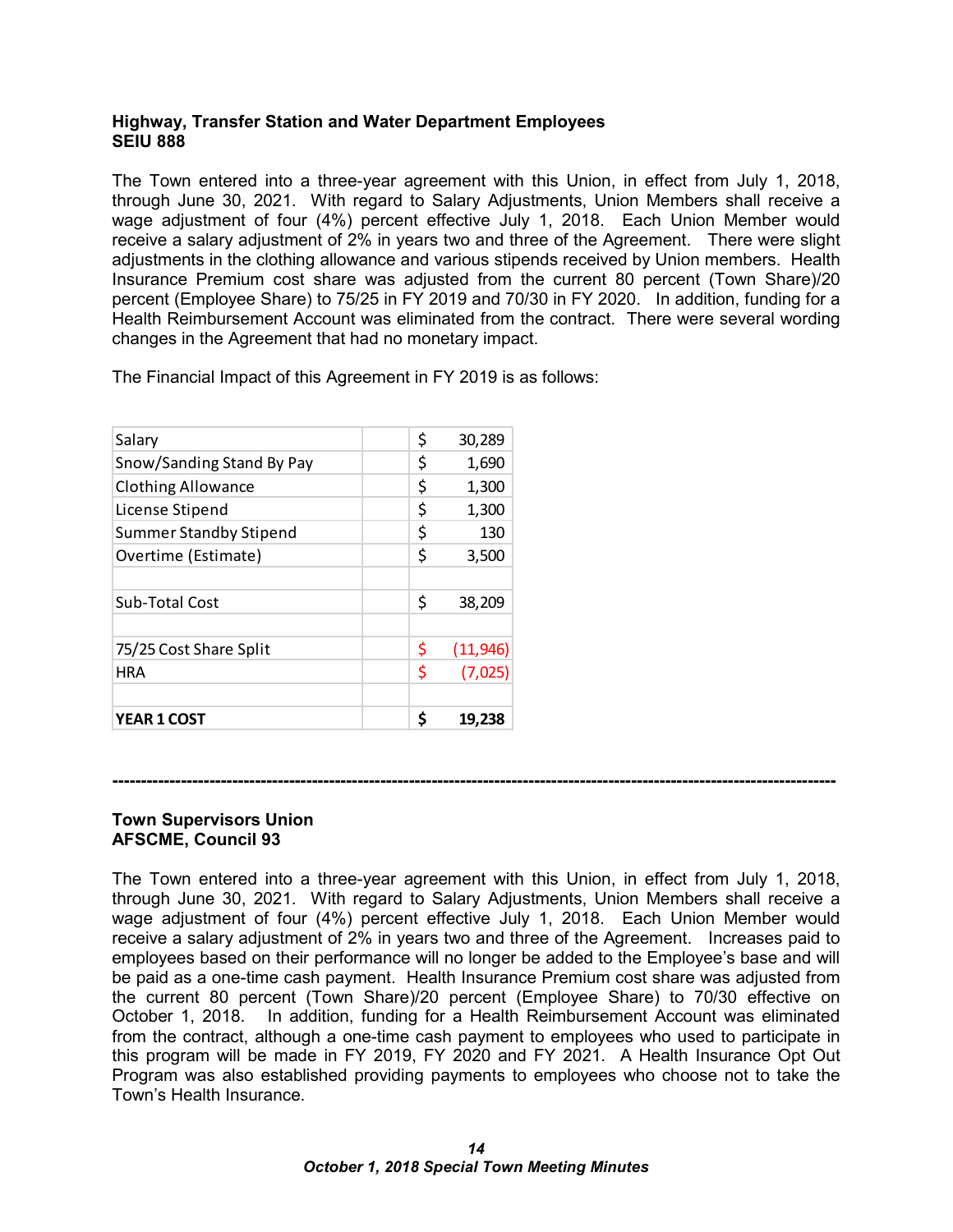**Highway, Transfer Station and Water Department Employees**
**SEIU 888**

The Town entered into a three-year agreement with this Union, in effect from July 1, 2018, through June 30, 2021. With regard to Salary Adjustments, Union Members shall receive a wage adjustment of four (4%) percent effective July 1, 2018. Each Union Member would receive a salary adjustment of 2% in years two and three of the Agreement. There were slight adjustments in the clothing allowance and various stipends received by Union members. Health Insurance Premium cost share was adjusted from the current 80 percent (Town Share)/20 percent (Employee Share) to 75/25 in FY 2019 and 70/30 in FY 2020. In addition, funding for a Health Reimbursement Account was eliminated from the contract. There were several wording changes in the Agreement that had no monetary impact.

The Financial Impact of this Agreement in FY 2019 is as follows:

| | | |
|---|---|---|
| Salary | | $ 30,289 |
| Snow/Sanding Stand By Pay | | $ 1,690 |
| Clothing Allowance | | $ 1,300 |
| License Stipend | | $ 1,300 |
| Summer Standby Stipend | | $ 130 |
| Overtime (Estimate) | | $ 3,500 |
| | | |
| Sub-Total Cost | | $ 38,209 |
| | | |
| 75/25 Cost Share Split | | $ (11,946) |
| HRA | | $ (7,025) |
| | | |
| **YEAR 1 COST** | | **$ 19,238** |

---

**Town Supervisors Union**
**AFSCME, Council 93**

The Town entered into a three-year agreement with this Union, in effect from July 1, 2018, through June 30, 2021. With regard to Salary Adjustments, Union Members shall receive a wage adjustment of four (4%) percent effective July 1, 2018. Each Union Member would receive a salary adjustment of 2% in years two and three of the Agreement. Increases paid to employees based on their performance will no longer be added to the Employee's base and will be paid as a one-time cash payment. Health Insurance Premium cost share was adjusted from the current 80 percent (Town Share)/20 percent (Employee Share) to 70/30 effective on October 1, 2018. In addition, funding for a Health Reimbursement Account was eliminated from the contract, although a one-time cash payment to employees who used to participate in this program will be made in FY 2019, FY 2020 and FY 2021. A Health Insurance Opt Out Program was also established providing payments to employees who choose not to take the Town's Health Insurance.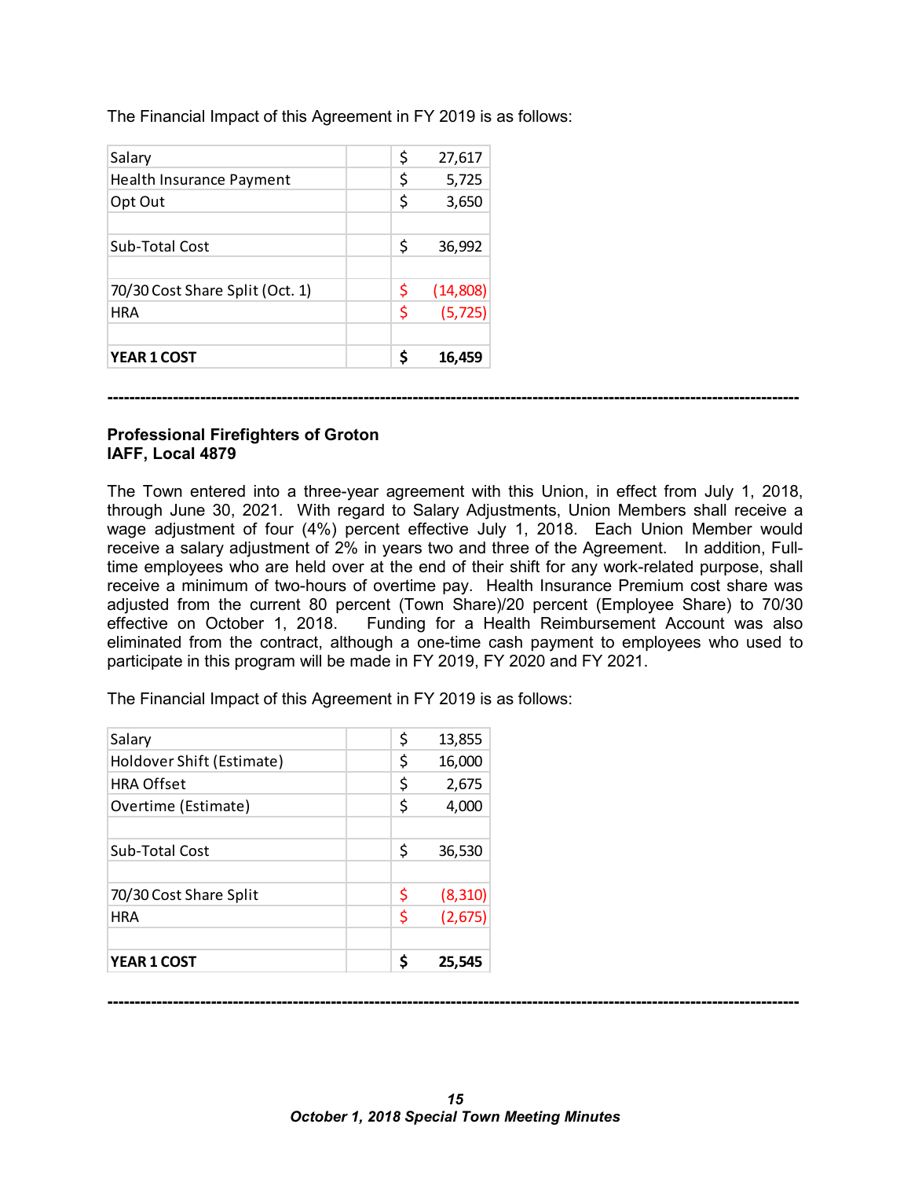The Financial Impact of this Agreement in FY 2019 is as follows:

| | | |
|---|---|---|
| Salary | | $ 27,617 |
| Health Insurance Payment | | $ 5,725 |
| Opt Out | | $ 3,650 |
| | | |
| Sub-Total Cost | | $ 36,992 |
| | | |
| 70/30 Cost Share Split (Oct. 1) | | $ (14,808) |
| HRA | | $ (5,725) |
| | | |
| **YEAR 1 COST** | | **$ 16,459** |

---

**Professional Firefighters of Groton**
**IAFF, Local 4879**

The Town entered into a three-year agreement with this Union, in effect from July 1, 2018, through June 30, 2021. With regard to Salary Adjustments, Union Members shall receive a wage adjustment of four (4%) percent effective July 1, 2018. Each Union Member would receive a salary adjustment of 2% in years two and three of the Agreement. In addition, Full-time employees who are held over at the end of their shift for any work-related purpose, shall receive a minimum of two-hours of overtime pay. Health Insurance Premium cost share was adjusted from the current 80 percent (Town Share)/20 percent (Employee Share) to 70/30 effective on October 1, 2018. Funding for a Health Reimbursement Account was also eliminated from the contract, although a one-time cash payment to employees who used to participate in this program will be made in FY 2019, FY 2020 and FY 2021.

The Financial Impact of this Agreement in FY 2019 is as follows:

| | | |
|---|---|---|
| Salary | | $ 13,855 |
| Holdover Shift (Estimate) | | $ 16,000 |
| HRA Offset | | $ 2,675 |
| Overtime (Estimate) | | $ 4,000 |
| | | |
| Sub-Total Cost | | $ 36,530 |
| | | |
| 70/30 Cost Share Split | | $ (8,310) |
| HRA | | $ (2,675) |
| | | |
| **YEAR 1 COST** | | **$ 25,545** |

---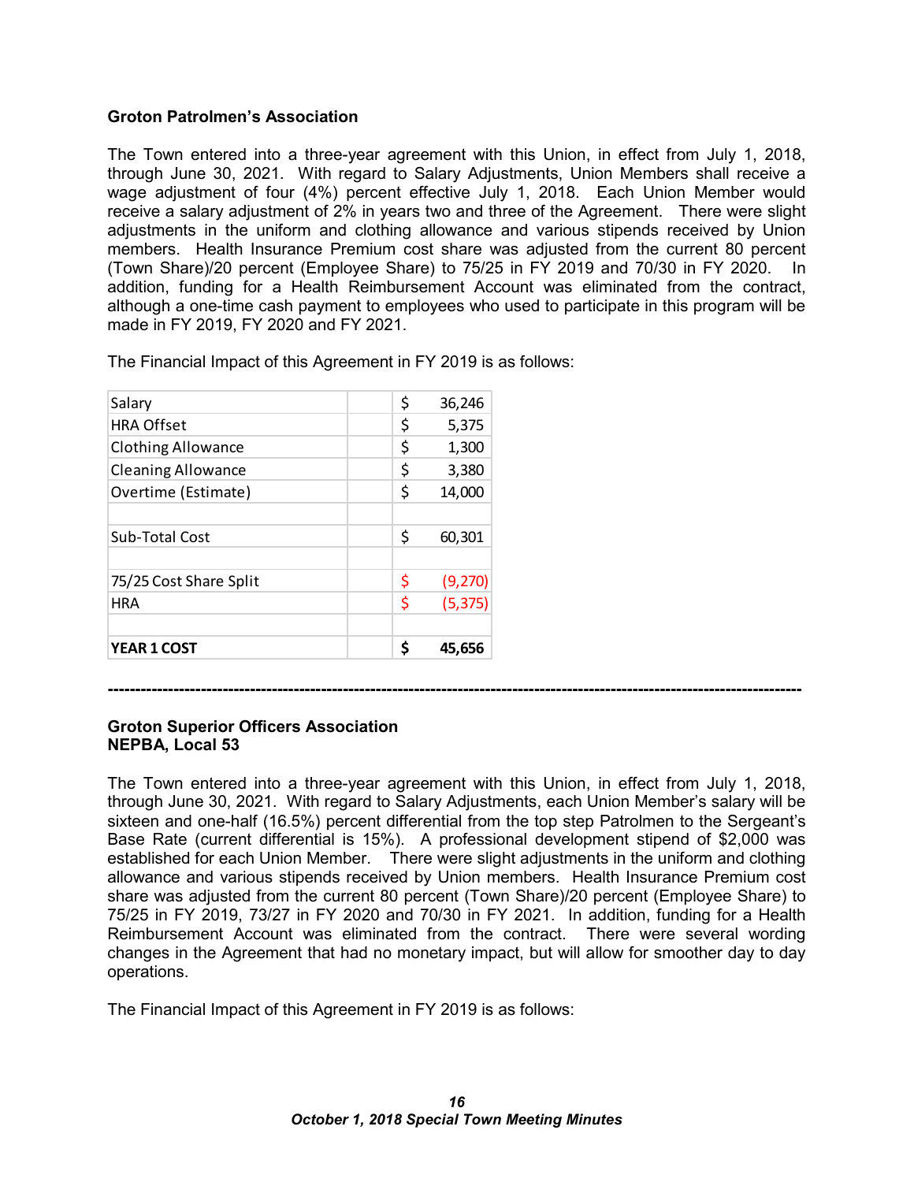**Groton Patrolmen's Association**

The Town entered into a three-year agreement with this Union, in effect from July 1, 2018, through June 30, 2021. With regard to Salary Adjustments, Union Members shall receive a wage adjustment of four (4%) percent effective July 1, 2018. Each Union Member would receive a salary adjustment of 2% in years two and three of the Agreement. There were slight adjustments in the uniform and clothing allowance and various stipends received by Union members. Health Insurance Premium cost share was adjusted from the current 80 percent (Town Share)/20 percent (Employee Share) to 75/25 in FY 2019 and 70/30 in FY 2020. In addition, funding for a Health Reimbursement Account was eliminated from the contract, although a one-time cash payment to employees who used to participate in this program will be made in FY 2019, FY 2020 and FY 2021.

The Financial Impact of this Agreement in FY 2019 is as follows:

| | | |
|---|---|---|
| Salary | | $ 36,246 |
| HRA Offset | | $ 5,375 |
| Clothing Allowance | | $ 1,300 |
| Cleaning Allowance | | $ 3,380 |
| Overtime (Estimate) | | $ 14,000 |
| | | |
| Sub-Total Cost | | $ 60,301 |
| | | |
| 75/25 Cost Share Split | | $ (9,270) |
| HRA | | $ (5,375) |
| | | |
| **YEAR 1 COST** | | **$ 45,656** |

---

**Groton Superior Officers Association**
**NEPBA, Local 53**

The Town entered into a three-year agreement with this Union, in effect from July 1, 2018, through June 30, 2021. With regard to Salary Adjustments, each Union Member's salary will be sixteen and one-half (16.5%) percent differential from the top step Patrolmen to the Sergeant's Base Rate (current differential is 15%). A professional development stipend of $2,000 was established for each Union Member. There were slight adjustments in the uniform and clothing allowance and various stipends received by Union members. Health Insurance Premium cost share was adjusted from the current 80 percent (Town Share)/20 percent (Employee Share) to 75/25 in FY 2019, 73/27 in FY 2020 and 70/30 in FY 2021. In addition, funding for a Health Reimbursement Account was eliminated from the contract. There were several wording changes in the Agreement that had no monetary impact, but will allow for smoother day to day operations.

The Financial Impact of this Agreement in FY 2019 is as follows: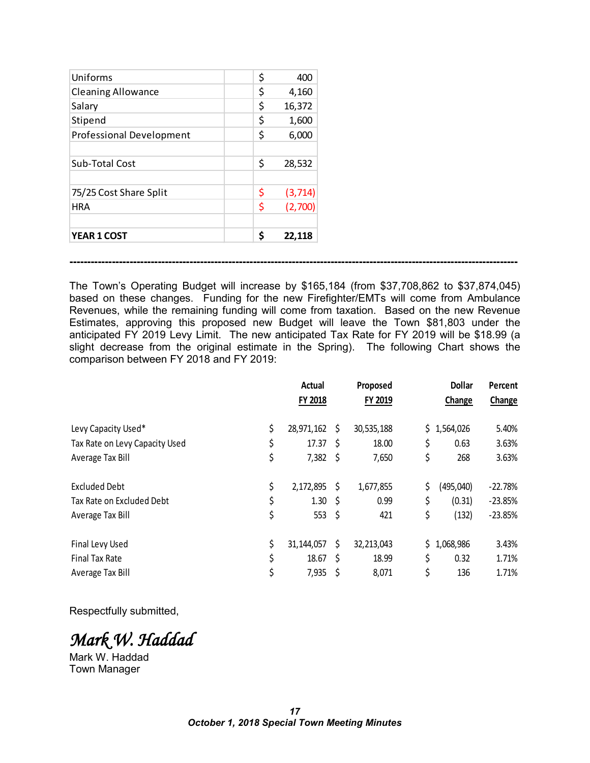| | |
|---|---|
| Uniforms | $ 400 |
| Cleaning Allowance | $ 4,160 |
| Salary | $ 16,372 |
| Stipend | $ 1,600 |
| Professional Development | $ 6,000 |
| | |
| Sub-Total Cost | $ 28,532 |
| | |
| 75/25 Cost Share Split | $ (3,714) |
| HRA | $ (2,700) |
| | |
| **YEAR 1 COST** | **$ 22,118** |

---

The Town's Operating Budget will increase by $165,184 (from $37,708,862 to $37,874,045) based on these changes. Funding for the new Firefighter/EMTs will come from Ambulance Revenues, while the remaining funding will come from taxation. Based on the new Revenue Estimates, approving this proposed new Budget will leave the Town $81,803 under the anticipated FY 2019 Levy Limit. The new anticipated Tax Rate for FY 2019 will be $18.99 (a slight decrease from the original estimate in the Spring). The following Chart shows the comparison between FY 2018 and FY 2019:

| | Actual FY 2018 | Proposed FY 2019 | Dollar Change | Percent Change |
|---|---|---|---|---|
| Levy Capacity Used* | $ 28,971,162 | $ 30,535,188 | $ 1,564,026 | 5.40% |
| Tax Rate on Levy Capacity Used | $ 17.37 | $ 18.00 | $ 0.63 | 3.63% |
| Average Tax Bill | $ 7,382 | $ 7,650 | $ 268 | 3.63% |
| | | | | |
| Excluded Debt | $ 2,172,895 | $ 1,677,855 | $ (495,040) | -22.78% |
| Tax Rate on Excluded Debt | $ 1.30 | $ 0.99 | $ (0.31) | -23.85% |
| Average Tax Bill | $ 553 | $ 421 | $ (132) | -23.85% |
| | | | | |
| Final Levy Used | $ 31,144,057 | $ 32,213,043 | $ 1,068,986 | 3.43% |
| Final Tax Rate | $ 18.67 | $ 18.99 | $ 0.32 | 1.71% |
| Average Tax Bill | $ 7,935 | $ 8,071 | $ 136 | 1.71% |

Respectfully submitted,

*Mark W. Haddad*

Mark W. Haddad
Town Manager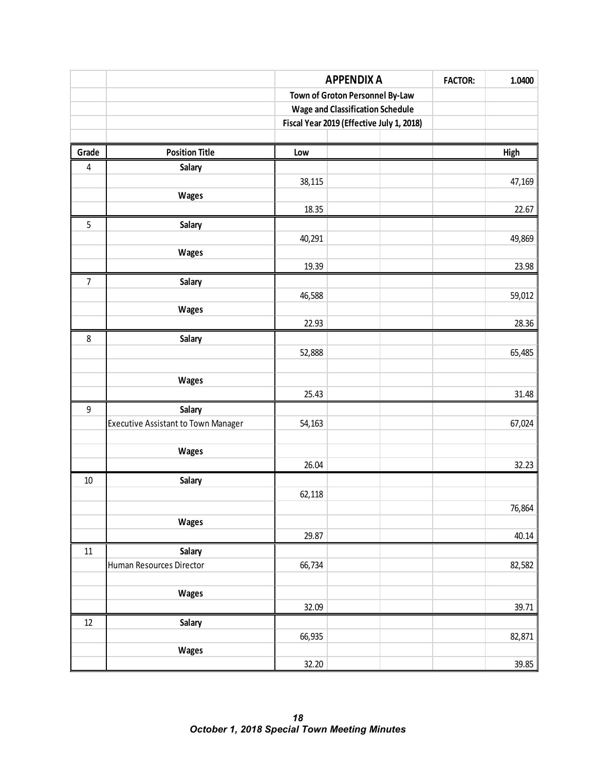| | | APPENDIX A | | | FACTOR: | 1.0400 |
|---|---|---|---|---|---|---|
| | | Town of Groton Personnel By-Law | | | | |
| | | Wage and Classification Schedule | | | | |
| | | Fiscal Year 2019 (Effective July 1, 2018) | | | | |
| **Grade** | **Position Title** | **Low** | | | | **High** |
| 4 | **Salary** | | | | | |
| | | 38,115 | | | | 47,169 |
| | **Wages** | | | | | |
| | | 18.35 | | | | 22.67 |
| 5 | **Salary** | | | | | |
| | | 40,291 | | | | 49,869 |
| | **Wages** | | | | | |
| | | 19.39 | | | | 23.98 |
| 7 | **Salary** | | | | | |
| | | 46,588 | | | | 59,012 |
| | **Wages** | | | | | |
| | | 22.93 | | | | 28.36 |
| 8 | **Salary** | | | | | |
| | | 52,888 | | | | 65,485 |
| | **Wages** | | | | | |
| | | 25.43 | | | | 31.48 |
| 9 | **Salary** | | | | | |
| | Executive Assistant to Town Manager | 54,163 | | | | 67,024 |
| | **Wages** | | | | | |
| | | 26.04 | | | | 32.23 |
| 10 | **Salary** | | | | | |
| | | 62,118 | | | | |
| | | | | | | 76,864 |
| | **Wages** | | | | | |
| | | 29.87 | | | | 40.14 |
| 11 | **Salary** | | | | | |
| | Human Resources Director | 66,734 | | | | 82,582 |
| | **Wages** | | | | | |
| | | 32.09 | | | | 39.71 |
| 12 | **Salary** | | | | | |
| | | 66,935 | | | | 82,871 |
| | **Wages** | | | | | |
| | | 32.20 | | | | 39.85 |

*October 1, 2018 Special Town Meeting Minutes*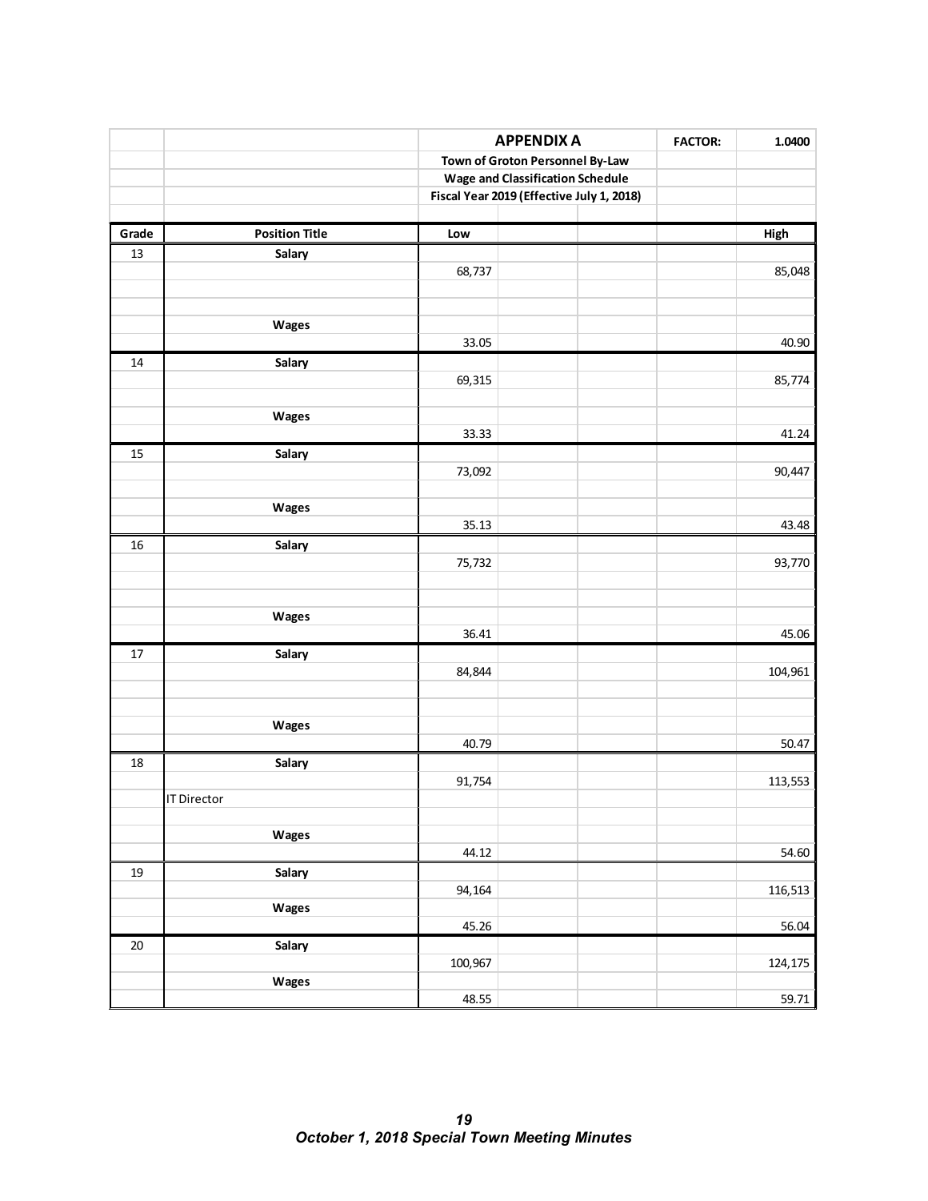| | | APPENDIX A | | | FACTOR: | 1.0400 |
|---|---|---|---|---|---|---|
| | | Town of Groton Personnel By-Law | | | | |
| | | Wage and Classification Schedule | | | | |
| | | Fiscal Year 2019 (Effective July 1, 2018) | | | | |
| **Grade** | **Position Title** | **Low** | | | | **High** |
| 13 | **Salary** | | | | | |
| | | 68,737 | | | | 85,048 |
| | **Wages** | | | | | |
| | | 33.05 | | | | 40.90 |
| 14 | **Salary** | | | | | |
| | | 69,315 | | | | 85,774 |
| | **Wages** | | | | | |
| | | 33.33 | | | | 41.24 |
| 15 | **Salary** | | | | | |
| | | 73,092 | | | | 90,447 |
| | **Wages** | | | | | |
| | | 35.13 | | | | 43.48 |
| 16 | **Salary** | | | | | |
| | | 75,732 | | | | 93,770 |
| | **Wages** | | | | | |
| | | 36.41 | | | | 45.06 |
| 17 | **Salary** | | | | | |
| | | 84,844 | | | | 104,961 |
| | **Wages** | | | | | |
| | | 40.79 | | | | 50.47 |
| 18 | **Salary** | | | | | |
| | | 91,754 | | | | 113,553 |
| | IT Director | | | | | |
| | **Wages** | | | | | |
| | | 44.12 | | | | 54.60 |
| 19 | **Salary** | | | | | |
| | | 94,164 | | | | 116,513 |
| | **Wages** | | | | | |
| | | 45.26 | | | | 56.04 |
| 20 | **Salary** | | | | | |
| | | 100,967 | | | | 124,175 |
| | **Wages** | | | | | |
| | | 48.55 | | | | 59.71 |

*October 1, 2018 Special Town Meeting Minutes*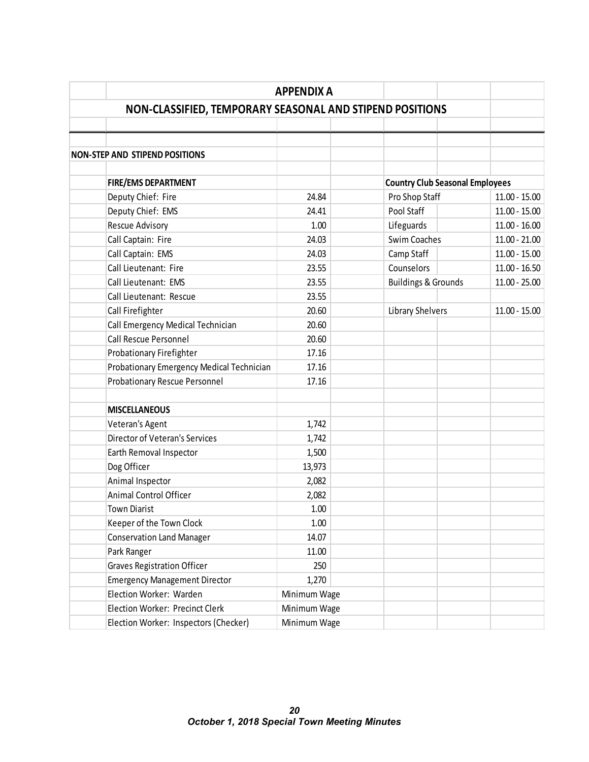## APPENDIX A

## NON-CLASSIFIED, TEMPORARY SEASONAL AND STIPEND POSITIONS

**NON-STEP AND STIPEND POSITIONS**

| **FIRE/EMS DEPARTMENT** | | **Country Club Seasonal Employees** | |
|---|---|---|---|
| Deputy Chief: Fire | 24.84 | Pro Shop Staff | 11.00 - 15.00 |
| Deputy Chief: EMS | 24.41 | Pool Staff | 11.00 - 15.00 |
| Rescue Advisory | 1.00 | Lifeguards | 11.00 - 16.00 |
| Call Captain: Fire | 24.03 | Swim Coaches | 11.00 - 21.00 |
| Call Captain: EMS | 24.03 | Camp Staff | 11.00 - 15.00 |
| Call Lieutenant: Fire | 23.55 | Counselors | 11.00 - 16.50 |
| Call Lieutenant: EMS | 23.55 | Buildings & Grounds | 11.00 - 25.00 |
| Call Lieutenant: Rescue | 23.55 | | |
| Call Firefighter | 20.60 | Library Shelvers | 11.00 - 15.00 |
| Call Emergency Medical Technician | 20.60 | | |
| Call Rescue Personnel | 20.60 | | |
| Probationary Firefighter | 17.16 | | |
| Probationary Emergency Medical Technician | 17.16 | | |
| Probationary Rescue Personnel | 17.16 | | |
| | | | |
| **MISCELLANEOUS** | | | |
| Veteran's Agent | 1,742 | | |
| Director of Veteran's Services | 1,742 | | |
| Earth Removal Inspector | 1,500 | | |
| Dog Officer | 13,973 | | |
| Animal Inspector | 2,082 | | |
| Animal Control Officer | 2,082 | | |
| Town Diarist | 1.00 | | |
| Keeper of the Town Clock | 1.00 | | |
| Conservation Land Manager | 14.07 | | |
| Park Ranger | 11.00 | | |
| Graves Registration Officer | 250 | | |
| Emergency Management Director | 1,270 | | |
| Election Worker: Warden | Minimum Wage | | |
| Election Worker: Precinct Clerk | Minimum Wage | | |
| Election Worker: Inspectors (Checker) | Minimum Wage | | |

*October 1, 2018 Special Town Meeting Minutes*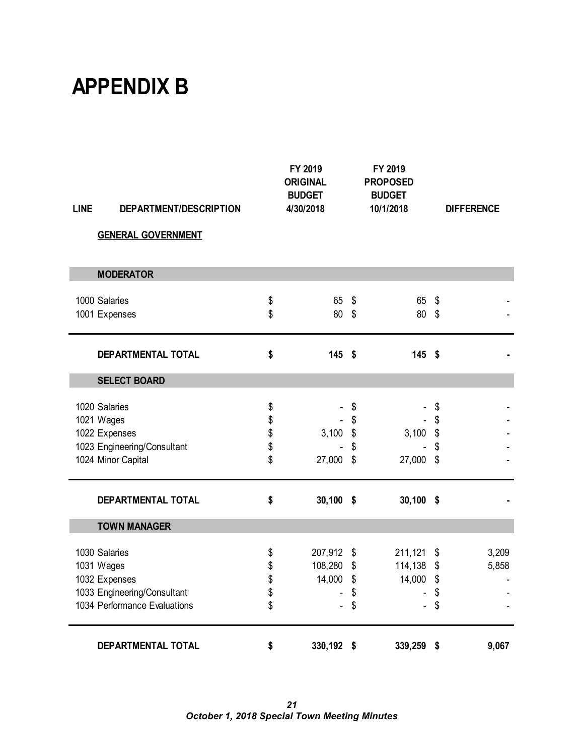# APPENDIX B

| LINE | DEPARTMENT/DESCRIPTION | FY 2019 ORIGINAL BUDGET 4/30/2018 | FY 2019 PROPOSED BUDGET 10/1/2018 | DIFFERENCE |
|---|---|---|---|---|
| | **GENERAL GOVERNMENT** | | | |
| | **MODERATOR** | | | |
| 1000 | Salaries | $ 65 | $ 65 | $ - |
| 1001 | Expenses | $ 80 | $ 80 | $ - |
| | **DEPARTMENTAL TOTAL** | **$ 145** | **$ 145** | **$ -** |
| | **SELECT BOARD** | | | |
| 1020 | Salaries | $ - | $ - | $ - |
| 1021 | Wages | $ - | $ - | $ - |
| 1022 | Expenses | $ 3,100 | $ 3,100 | $ - |
| 1023 | Engineering/Consultant | $ - | $ - | $ - |
| 1024 | Minor Capital | $ 27,000 | $ 27,000 | $ - |
| | **DEPARTMENTAL TOTAL** | **$ 30,100** | **$ 30,100** | **$ -** |
| | **TOWN MANAGER** | | | |
| 1030 | Salaries | $ 207,912 | $ 211,121 | $ 3,209 |
| 1031 | Wages | $ 108,280 | $ 114,138 | $ 5,858 |
| 1032 | Expenses | $ 14,000 | $ 14,000 | $ - |
| 1033 | Engineering/Consultant | $ - | $ - | $ - |
| 1034 | Performance Evaluations | $ - | $ - | $ - |
| | **DEPARTMENTAL TOTAL** | **$ 330,192** | **$ 339,259** | **$ 9,067** |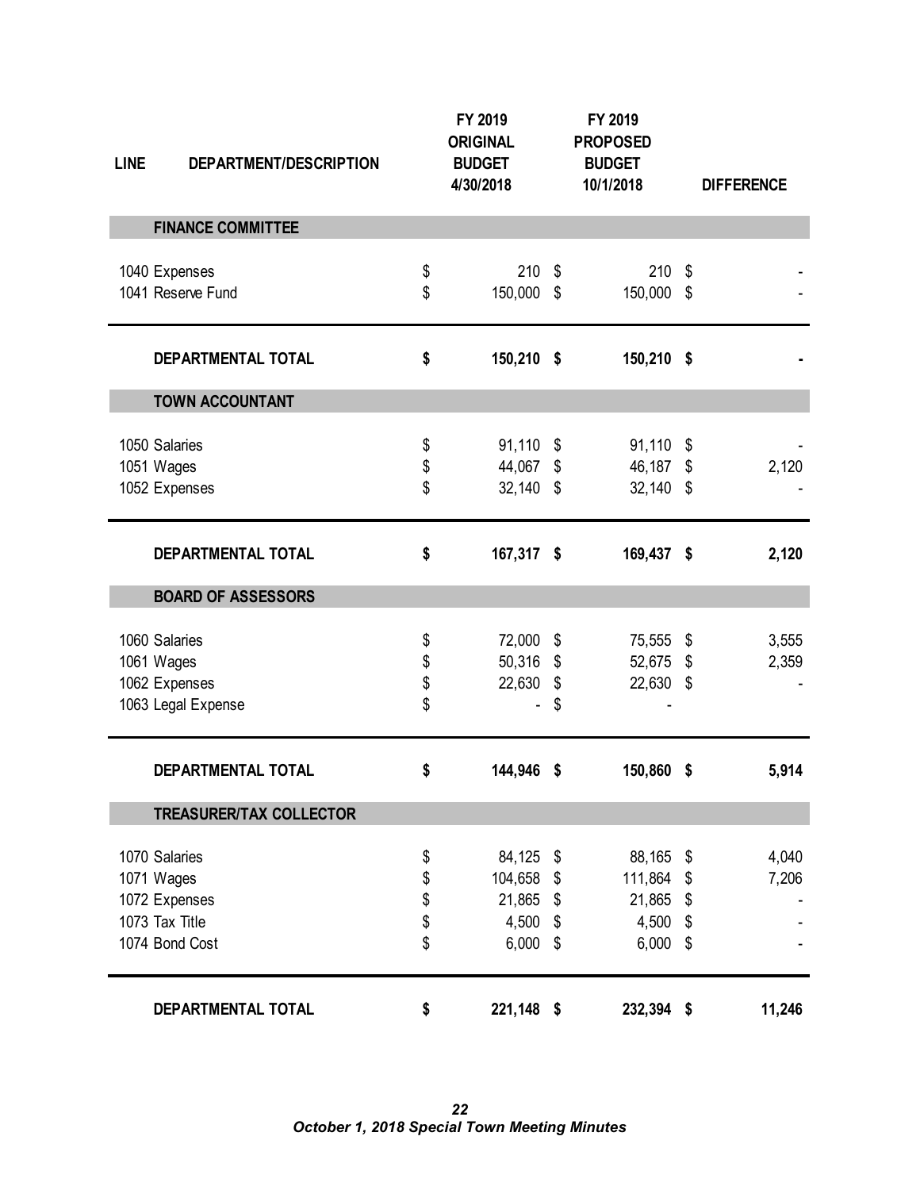| LINE | DEPARTMENT/DESCRIPTION | FY 2019 ORIGINAL BUDGET 4/30/2018 | FY 2019 PROPOSED BUDGET 10/1/2018 | DIFFERENCE |
|---|---|---|---|---|
| | **FINANCE COMMITTEE** | | | |
| 1040 | Expenses | $ 210 | $ 210 | $ - |
| 1041 | Reserve Fund | $ 150,000 | $ 150,000 | $ - |
| | **DEPARTMENTAL TOTAL** | **$ 150,210** | **$ 150,210** | **$ -** |
| | **TOWN ACCOUNTANT** | | | |
| 1050 | Salaries | $ 91,110 | $ 91,110 | $ - |
| 1051 | Wages | $ 44,067 | $ 46,187 | $ 2,120 |
| 1052 | Expenses | $ 32,140 | $ 32,140 | $ - |
| | **DEPARTMENTAL TOTAL** | **$ 167,317** | **$ 169,437** | **$ 2,120** |
| | **BOARD OF ASSESSORS** | | | |
| 1060 | Salaries | $ 72,000 | $ 75,555 | $ 3,555 |
| 1061 | Wages | $ 50,316 | $ 52,675 | $ 2,359 |
| 1062 | Expenses | $ 22,630 | $ 22,630 | $ - |
| 1063 | Legal Expense | $ - | $ - | |
| | **DEPARTMENTAL TOTAL** | **$ 144,946** | **$ 150,860** | **$ 5,914** |
| | **TREASURER/TAX COLLECTOR** | | | |
| 1070 | Salaries | $ 84,125 | $ 88,165 | $ 4,040 |
| 1071 | Wages | $ 104,658 | $ 111,864 | $ 7,206 |
| 1072 | Expenses | $ 21,865 | $ 21,865 | $ - |
| 1073 | Tax Title | $ 4,500 | $ 4,500 | $ - |
| 1074 | Bond Cost | $ 6,000 | $ 6,000 | $ - |
| | **DEPARTMENTAL TOTAL** | **$ 221,148** | **$ 232,394** | **$ 11,246** |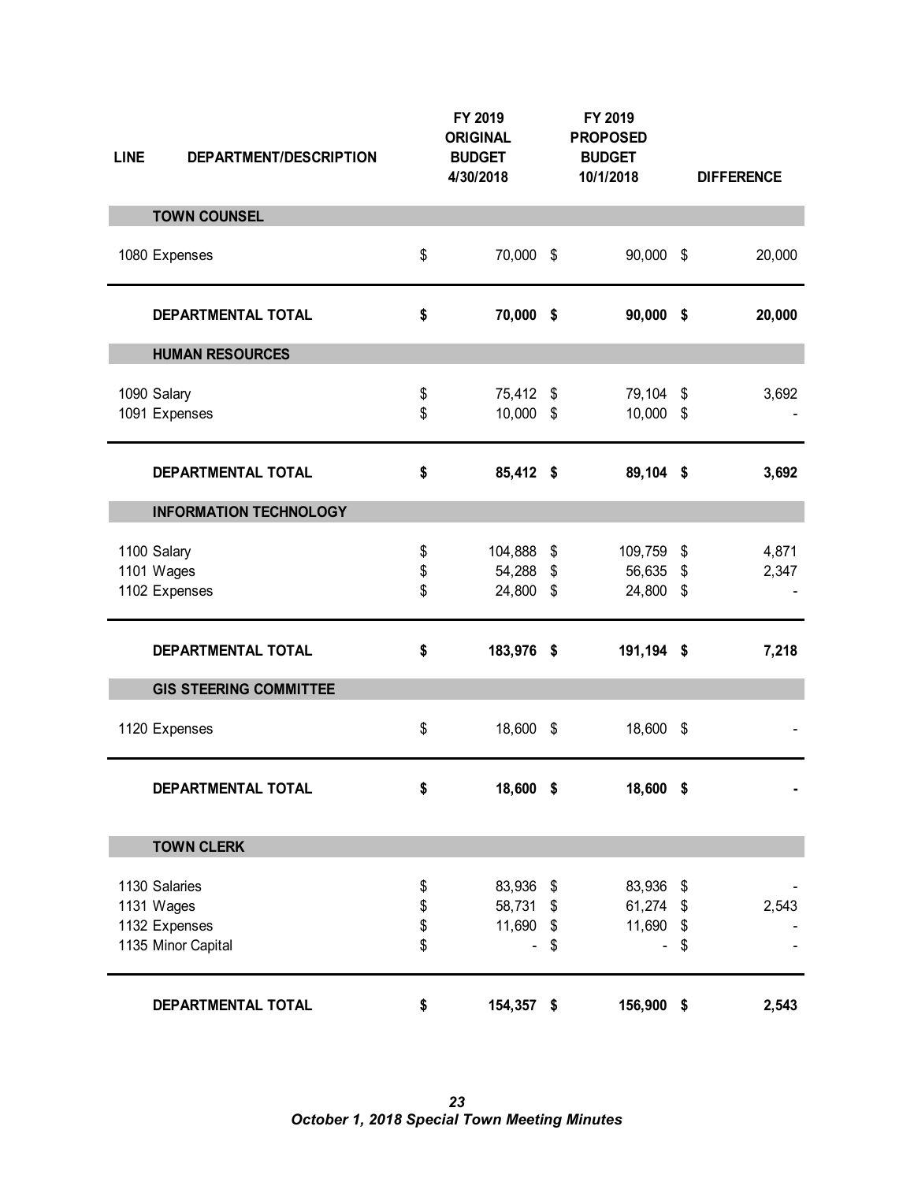| LINE | DEPARTMENT/DESCRIPTION | FY 2019 ORIGINAL BUDGET 4/30/2018 | FY 2019 PROPOSED BUDGET 10/1/2018 | DIFFERENCE |
|---|---|---|---|---|
| | **TOWN COUNSEL** | | | |
| 1080 | Expenses | $ 70,000 | $ 90,000 | $ 20,000 |
| | **DEPARTMENTAL TOTAL** | **$ 70,000** | **$ 90,000** | **$ 20,000** |
| | **HUMAN RESOURCES** | | | |
| 1090 | Salary | $ 75,412 | $ 79,104 | $ 3,692 |
| 1091 | Expenses | $ 10,000 | $ 10,000 | $ - |
| | **DEPARTMENTAL TOTAL** | **$ 85,412** | **$ 89,104** | **$ 3,692** |
| | **INFORMATION TECHNOLOGY** | | | |
| 1100 | Salary | $ 104,888 | $ 109,759 | $ 4,871 |
| 1101 | Wages | $ 54,288 | $ 56,635 | $ 2,347 |
| 1102 | Expenses | $ 24,800 | $ 24,800 | $ - |
| | **DEPARTMENTAL TOTAL** | **$ 183,976** | **$ 191,194** | **$ 7,218** |
| | **GIS STEERING COMMITTEE** | | | |
| 1120 | Expenses | $ 18,600 | $ 18,600 | $ - |
| | **DEPARTMENTAL TOTAL** | **$ 18,600** | **$ 18,600** | **$ -** |
| | **TOWN CLERK** | | | |
| 1130 | Salaries | $ 83,936 | $ 83,936 | $ - |
| 1131 | Wages | $ 58,731 | $ 61,274 | $ 2,543 |
| 1132 | Expenses | $ 11,690 | $ 11,690 | $ - |
| 1135 | Minor Capital | $ - | $ - | $ - |
| | **DEPARTMENTAL TOTAL** | **$ 154,357** | **$ 156,900** | **$ 2,543** |

*October 1, 2018 Special Town Meeting Minutes*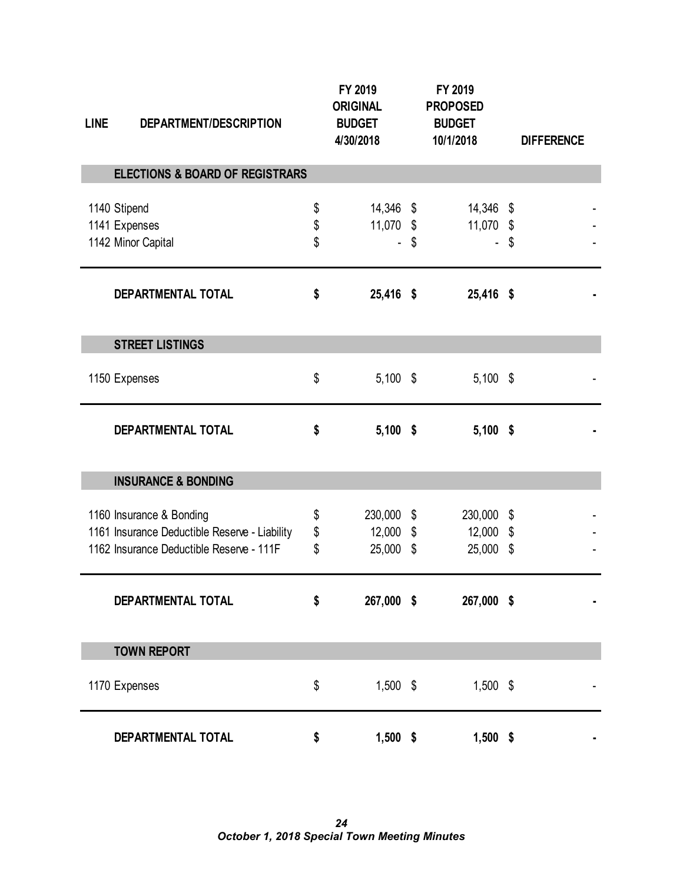| LINE | DEPARTMENT/DESCRIPTION | FY 2019 ORIGINAL BUDGET 4/30/2018 | FY 2019 PROPOSED BUDGET 10/1/2018 | DIFFERENCE |
|---|---|---|---|---|
| | **ELECTIONS & BOARD OF REGISTRARS** | | | |
| 1140 | Stipend | $ 14,346 | $ 14,346 | $ - |
| 1141 | Expenses | $ 11,070 | $ 11,070 | $ - |
| 1142 | Minor Capital | $ - | $ - | $ - |
| | **DEPARTMENTAL TOTAL** | **$ 25,416** | **$ 25,416** | **$ -** |
| | **STREET LISTINGS** | | | |
| 1150 | Expenses | $ 5,100 | $ 5,100 | $ - |
| | **DEPARTMENTAL TOTAL** | **$ 5,100** | **$ 5,100** | **$ -** |
| | **INSURANCE & BONDING** | | | |
| 1160 | Insurance & Bonding | $ 230,000 | $ 230,000 | $ - |
| 1161 | Insurance Deductible Reserve - Liability | $ 12,000 | $ 12,000 | $ - |
| 1162 | Insurance Deductible Reserve - 111F | $ 25,000 | $ 25,000 | $ - |
| | **DEPARTMENTAL TOTAL** | **$ 267,000** | **$ 267,000** | **$ -** |
| | **TOWN REPORT** | | | |
| 1170 | Expenses | $ 1,500 | $ 1,500 | $ - |
| | **DEPARTMENTAL TOTAL** | **$ 1,500** | **$ 1,500** | **$ -** |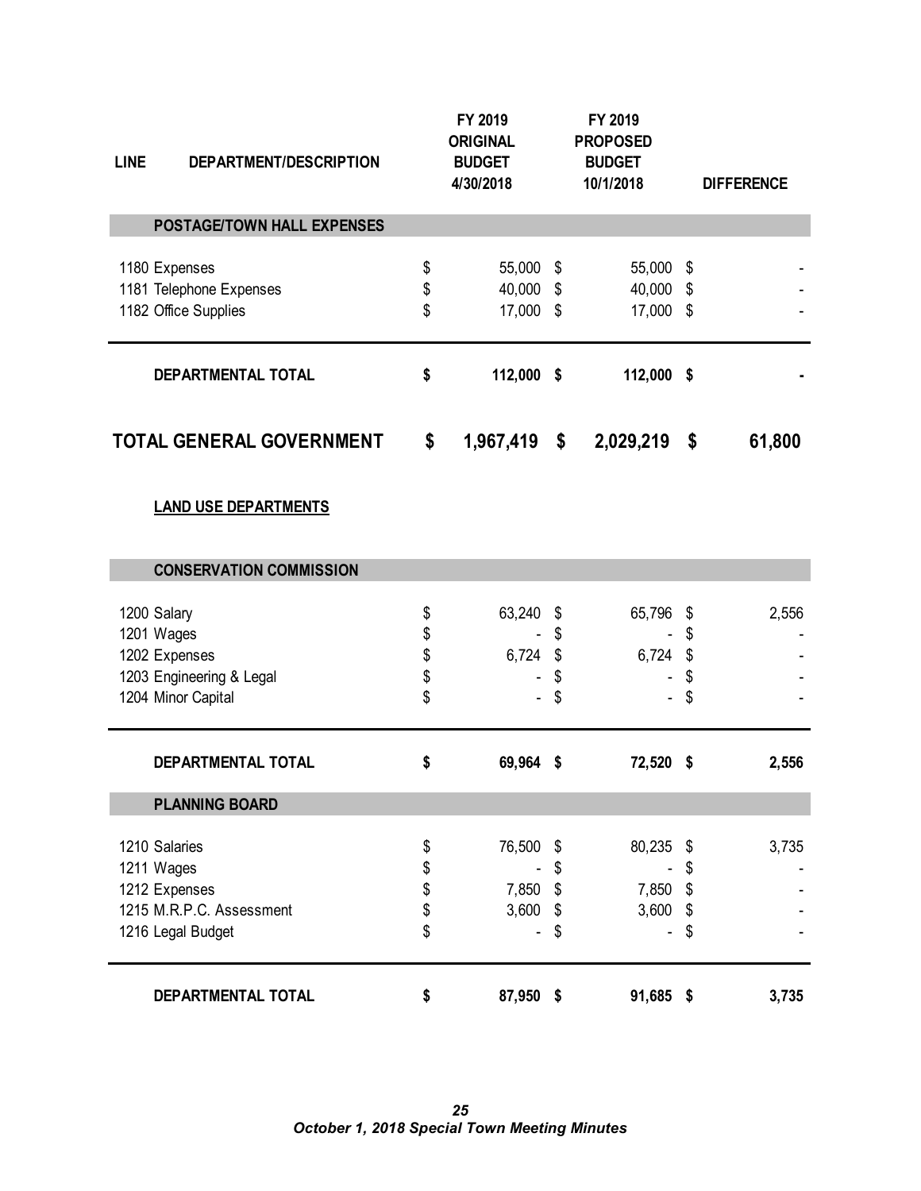| LINE | DEPARTMENT/DESCRIPTION | FY 2019 ORIGINAL BUDGET 4/30/2018 | FY 2019 PROPOSED BUDGET 10/1/2018 | DIFFERENCE |
|---|---|---|---|---|
| | **POSTAGE/TOWN HALL EXPENSES** | | | |
| 1180 | Expenses | $ 55,000 | $ 55,000 | $ - |
| 1181 | Telephone Expenses | $ 40,000 | $ 40,000 | $ - |
| 1182 | Office Supplies | $ 17,000 | $ 17,000 | $ - |
| | **DEPARTMENTAL TOTAL** | **$ 112,000** | **$ 112,000** | **$ -** |
| | **TOTAL GENERAL GOVERNMENT** | **$ 1,967,419** | **$ 2,029,219** | **$ 61,800** |
| | **LAND USE DEPARTMENTS** | | | |
| | **CONSERVATION COMMISSION** | | | |
| 1200 | Salary | $ 63,240 | $ 65,796 | $ 2,556 |
| 1201 | Wages | $ - | $ - | $ - |
| 1202 | Expenses | $ 6,724 | $ 6,724 | $ - |
| 1203 | Engineering & Legal | $ - | $ - | $ - |
| 1204 | Minor Capital | $ - | $ - | $ - |
| | **DEPARTMENTAL TOTAL** | **$ 69,964** | **$ 72,520** | **$ 2,556** |
| | **PLANNING BOARD** | | | |
| 1210 | Salaries | $ 76,500 | $ 80,235 | $ 3,735 |
| 1211 | Wages | $ - | $ - | $ - |
| 1212 | Expenses | $ 7,850 | $ 7,850 | $ - |
| 1215 | M.R.P.C. Assessment | $ 3,600 | $ 3,600 | $ - |
| 1216 | Legal Budget | $ - | $ - | $ - |
| | **DEPARTMENTAL TOTAL** | **$ 87,950** | **$ 91,685** | **$ 3,735** |

*October 1, 2018 Special Town Meeting Minutes*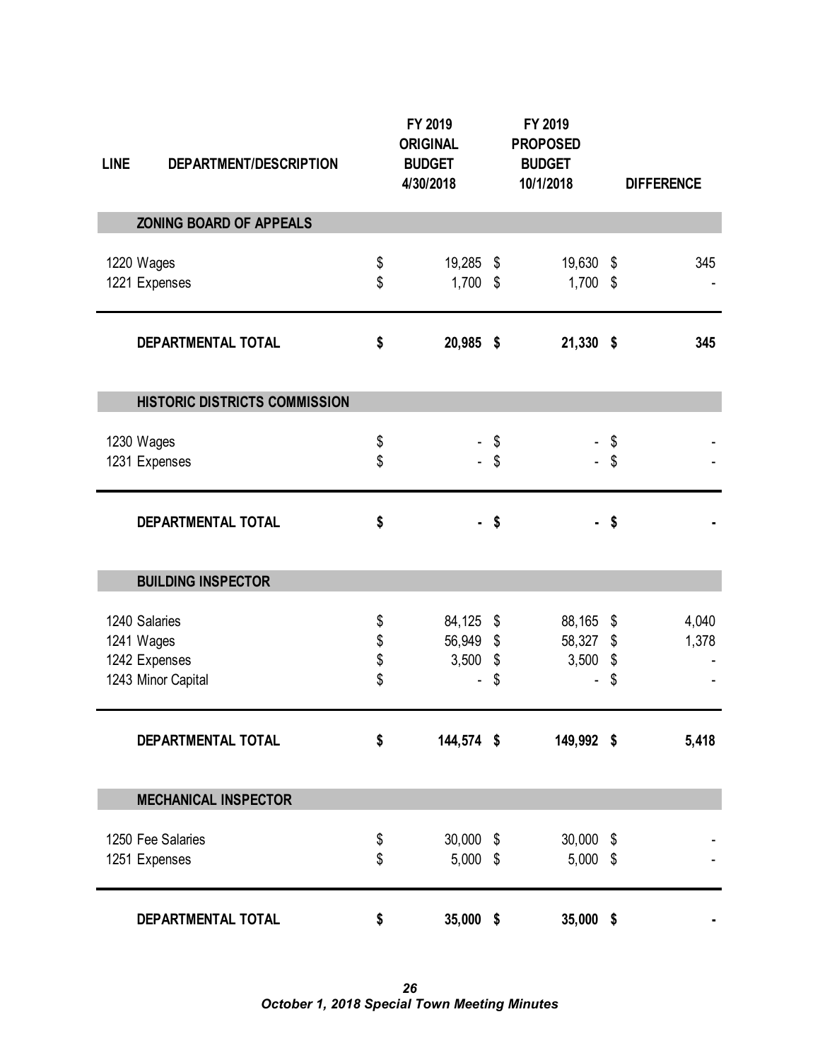| LINE | DEPARTMENT/DESCRIPTION | FY 2019 ORIGINAL BUDGET 4/30/2018 | FY 2019 PROPOSED BUDGET 10/1/2018 | DIFFERENCE |
|---|---|---|---|---|
| | **ZONING BOARD OF APPEALS** | | | |
| 1220 | Wages | $ 19,285 | $ 19,630 | $ 345 |
| 1221 | Expenses | $ 1,700 | $ 1,700 | $ - |
| | **DEPARTMENTAL TOTAL** | **$ 20,985** | **$ 21,330** | **$ 345** |
| | **HISTORIC DISTRICTS COMMISSION** | | | |
| 1230 | Wages | $ - | $ - | $ - |
| 1231 | Expenses | $ - | $ - | $ - |
| | **DEPARTMENTAL TOTAL** | **$ -** | **$ -** | **$ -** |
| | **BUILDING INSPECTOR** | | | |
| 1240 | Salaries | $ 84,125 | $ 88,165 | $ 4,040 |
| 1241 | Wages | $ 56,949 | $ 58,327 | $ 1,378 |
| 1242 | Expenses | $ 3,500 | $ 3,500 | $ - |
| 1243 | Minor Capital | $ - | $ - | $ - |
| | **DEPARTMENTAL TOTAL** | **$ 144,574** | **$ 149,992** | **$ 5,418** |
| | **MECHANICAL INSPECTOR** | | | |
| 1250 | Fee Salaries | $ 30,000 | $ 30,000 | $ - |
| 1251 | Expenses | $ 5,000 | $ 5,000 | $ - |
| | **DEPARTMENTAL TOTAL** | **$ 35,000** | **$ 35,000** | **$ -** |

*October 1, 2018 Special Town Meeting Minutes*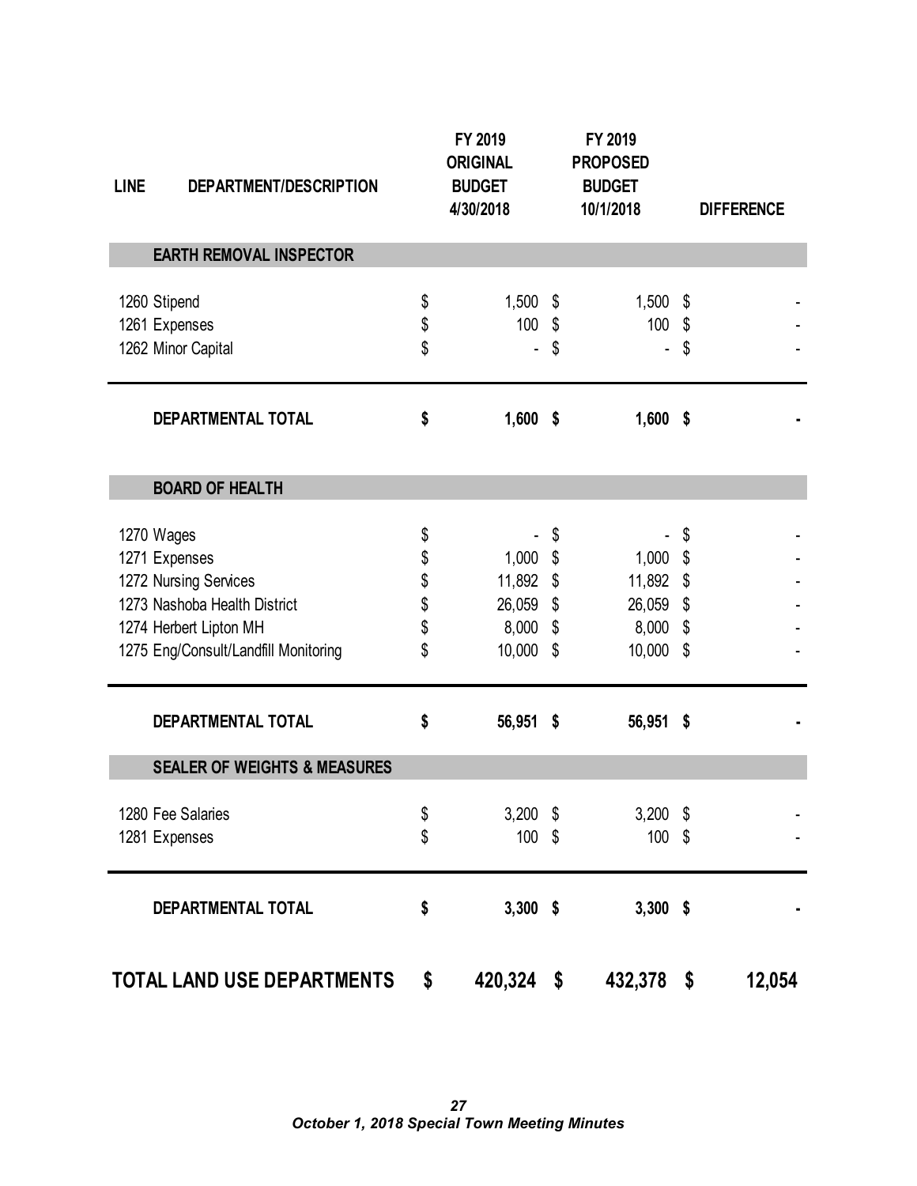| LINE | DEPARTMENT/DESCRIPTION | FY 2019 ORIGINAL BUDGET 4/30/2018 | FY 2019 PROPOSED BUDGET 10/1/2018 | DIFFERENCE |
|---|---|---|---|---|
| | **EARTH REMOVAL INSPECTOR** | | | |
| 1260 | Stipend | $ 1,500 | $ 1,500 | $ - |
| 1261 | Expenses | $ 100 | $ 100 | $ - |
| 1262 | Minor Capital | $ - | $ - | $ - |
| | **DEPARTMENTAL TOTAL** | **$ 1,600** | **$ 1,600** | **$ -** |
| | **BOARD OF HEALTH** | | | |
| 1270 | Wages | $ - | $ - | $ - |
| 1271 | Expenses | $ 1,000 | $ 1,000 | $ - |
| 1272 | Nursing Services | $ 11,892 | $ 11,892 | $ - |
| 1273 | Nashoba Health District | $ 26,059 | $ 26,059 | $ - |
| 1274 | Herbert Lipton MH | $ 8,000 | $ 8,000 | $ - |
| 1275 | Eng/Consult/Landfill Monitoring | $ 10,000 | $ 10,000 | $ - |
| | **DEPARTMENTAL TOTAL** | **$ 56,951** | **$ 56,951** | **$ -** |
| | **SEALER OF WEIGHTS & MEASURES** | | | |
| 1280 | Fee Salaries | $ 3,200 | $ 3,200 | $ - |
| 1281 | Expenses | $ 100 | $ 100 | $ - |
| | **DEPARTMENTAL TOTAL** | **$ 3,300** | **$ 3,300** | **$ -** |
| | **TOTAL LAND USE DEPARTMENTS** | **$ 420,324** | **$ 432,378** | **$ 12,054** |

*October 1, 2018 Special Town Meeting Minutes*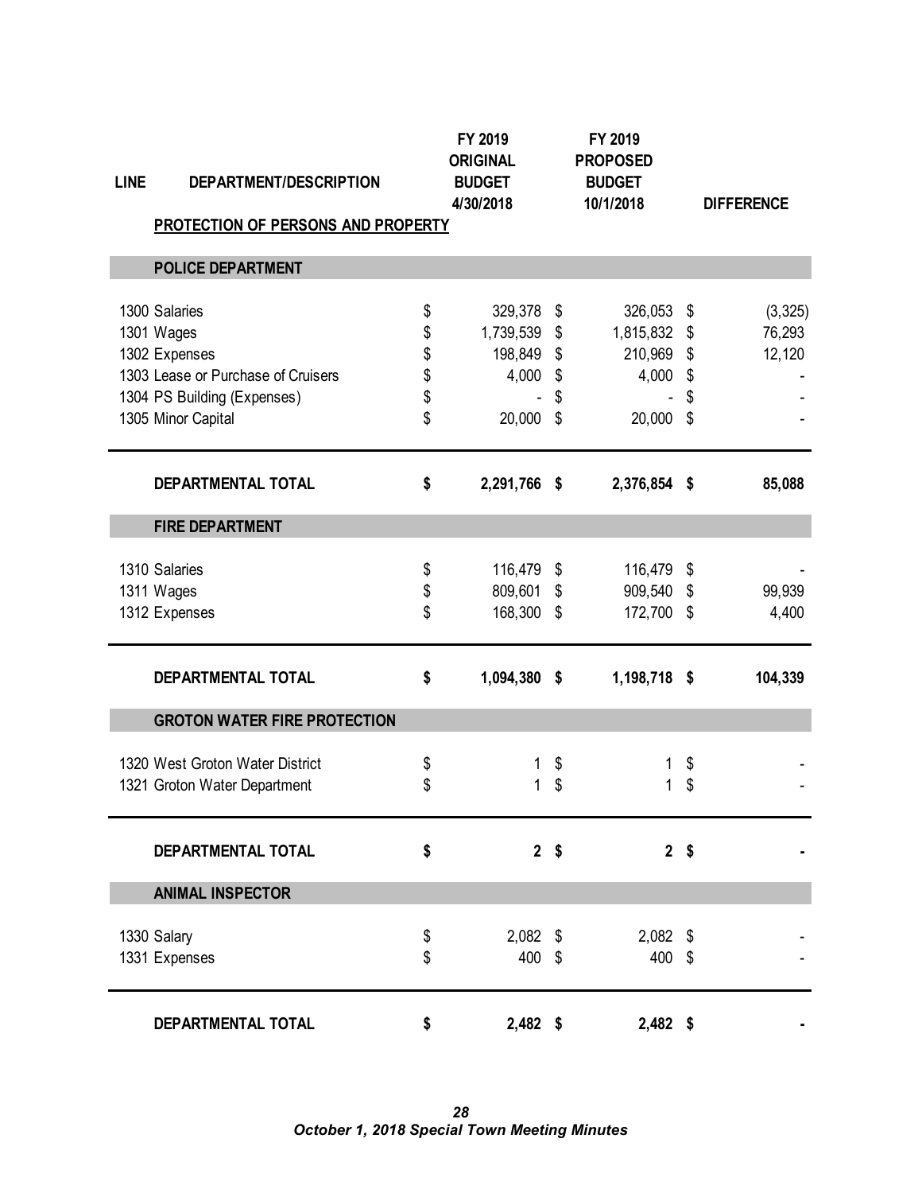| LINE | DEPARTMENT/DESCRIPTION | FY 2019 ORIGINAL BUDGET 4/30/2018 | FY 2019 PROPOSED BUDGET 10/1/2018 | DIFFERENCE |
|---|---|---|---|---|
| | **PROTECTION OF PERSONS AND PROPERTY** | | | |
| | **POLICE DEPARTMENT** | | | |
| 1300 | Salaries | $ 329,378 | $ 326,053 | $ (3,325) |
| 1301 | Wages | $ 1,739,539 | $ 1,815,832 | $ 76,293 |
| 1302 | Expenses | $ 198,849 | $ 210,969 | $ 12,120 |
| 1303 | Lease or Purchase of Cruisers | $ 4,000 | $ 4,000 | $ - |
| 1304 | PS Building (Expenses) | $ - | $ - | $ - |
| 1305 | Minor Capital | $ 20,000 | $ 20,000 | $ - |
| | **DEPARTMENTAL TOTAL** | **$ 2,291,766** | **$ 2,376,854** | **$ 85,088** |
| | **FIRE DEPARTMENT** | | | |
| 1310 | Salaries | $ 116,479 | $ 116,479 | $ - |
| 1311 | Wages | $ 809,601 | $ 909,540 | $ 99,939 |
| 1312 | Expenses | $ 168,300 | $ 172,700 | $ 4,400 |
| | **DEPARTMENTAL TOTAL** | **$ 1,094,380** | **$ 1,198,718** | **$ 104,339** |
| | **GROTON WATER FIRE PROTECTION** | | | |
| 1320 | West Groton Water District | $ 1 | $ 1 | $ - |
| 1321 | Groton Water Department | $ 1 | $ 1 | $ - |
| | **DEPARTMENTAL TOTAL** | **$ 2** | **$ 2** | **$ -** |
| | **ANIMAL INSPECTOR** | | | |
| 1330 | Salary | $ 2,082 | $ 2,082 | $ - |
| 1331 | Expenses | $ 400 | $ 400 | $ - |
| | **DEPARTMENTAL TOTAL** | **$ 2,482** | **$ 2,482** | **$ -** |

*October 1, 2018 Special Town Meeting Minutes*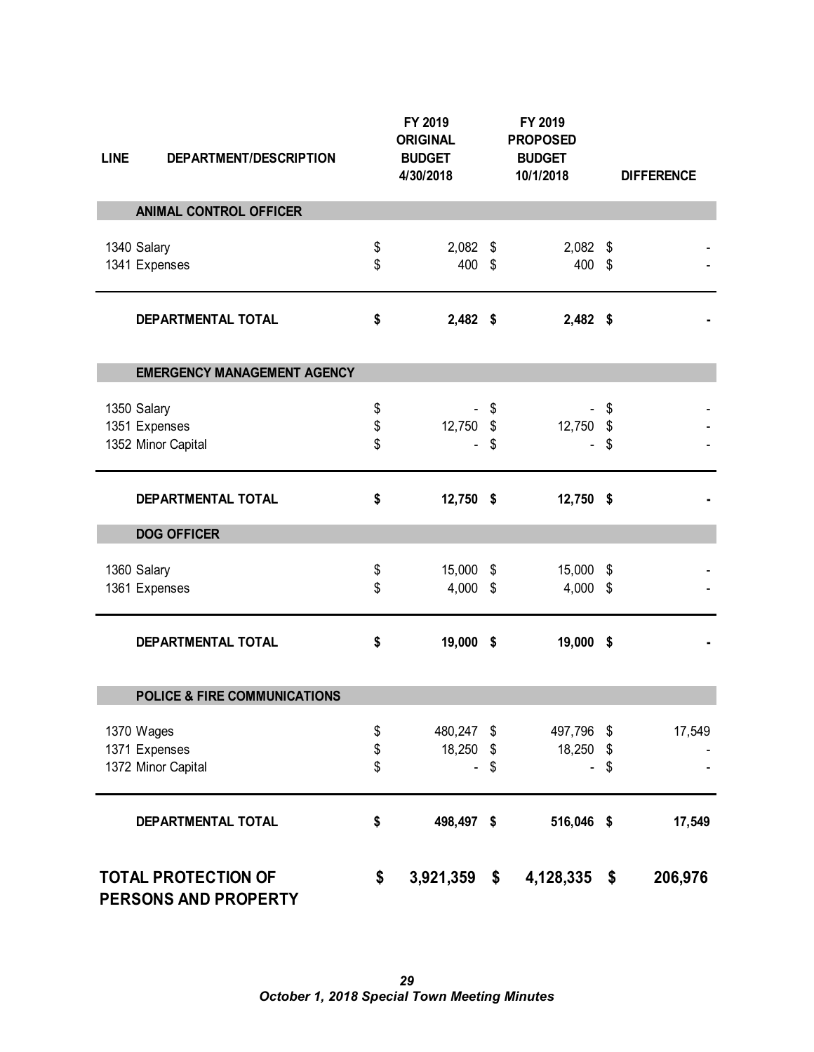| LINE | DEPARTMENT/DESCRIPTION | FY 2019 ORIGINAL BUDGET 4/30/2018 | FY 2019 PROPOSED BUDGET 10/1/2018 | DIFFERENCE |
|---|---|---|---|---|
| | **ANIMAL CONTROL OFFICER** | | | |
| 1340 | Salary | $ 2,082 | $ 2,082 | $ - |
| 1341 | Expenses | $ 400 | $ 400 | $ - |
| | **DEPARTMENTAL TOTAL** | **$ 2,482** | **$ 2,482** | **$ -** |
| | **EMERGENCY MANAGEMENT AGENCY** | | | |
| 1350 | Salary | $ - | $ - | $ - |
| 1351 | Expenses | $ 12,750 | $ 12,750 | $ - |
| 1352 | Minor Capital | $ - | $ - | $ - |
| | **DEPARTMENTAL TOTAL** | **$ 12,750** | **$ 12,750** | **$ -** |
| | **DOG OFFICER** | | | |
| 1360 | Salary | $ 15,000 | $ 15,000 | $ - |
| 1361 | Expenses | $ 4,000 | $ 4,000 | $ - |
| | **DEPARTMENTAL TOTAL** | **$ 19,000** | **$ 19,000** | **$ -** |
| | **POLICE & FIRE COMMUNICATIONS** | | | |
| 1370 | Wages | $ 480,247 | $ 497,796 | $ 17,549 |
| 1371 | Expenses | $ 18,250 | $ 18,250 | $ - |
| 1372 | Minor Capital | $ - | $ - | $ - |
| | **DEPARTMENTAL TOTAL** | **$ 498,497** | **$ 516,046** | **$ 17,549** |
| | **TOTAL PROTECTION OF PERSONS AND PROPERTY** | **$ 3,921,359** | **$ 4,128,335** | **$ 206,976** |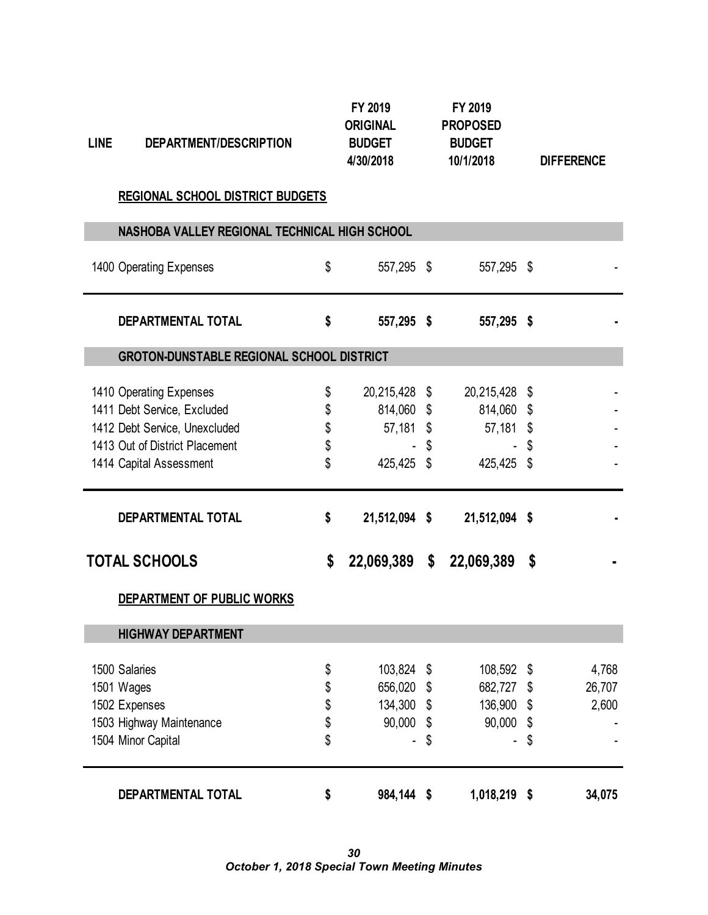| LINE | DEPARTMENT/DESCRIPTION | FY 2019 ORIGINAL BUDGET 4/30/2018 | FY 2019 PROPOSED BUDGET 10/1/2018 | DIFFERENCE |
|---|---|---|---|---|
| | **REGIONAL SCHOOL DISTRICT BUDGETS** | | | |
| | **NASHOBA VALLEY REGIONAL TECHNICAL HIGH SCHOOL** | | | |
| 1400 | Operating Expenses | $ 557,295 | $ 557,295 | $ - |
| | **DEPARTMENTAL TOTAL** | **$ 557,295** | **$ 557,295** | **$ -** |
| | **GROTON-DUNSTABLE REGIONAL SCHOOL DISTRICT** | | | |
| 1410 | Operating Expenses | $ 20,215,428 | $ 20,215,428 | $ - |
| 1411 | Debt Service, Excluded | $ 814,060 | $ 814,060 | $ - |
| 1412 | Debt Service, Unexcluded | $ 57,181 | $ 57,181 | $ - |
| 1413 | Out of District Placement | $ - | $ - | $ - |
| 1414 | Capital Assessment | $ 425,425 | $ 425,425 | $ - |
| | **DEPARTMENTAL TOTAL** | **$ 21,512,094** | **$ 21,512,094** | **$ -** |
| | **TOTAL SCHOOLS** | **$ 22,069,389** | **$ 22,069,389** | **$ -** |
| | **DEPARTMENT OF PUBLIC WORKS** | | | |
| | **HIGHWAY DEPARTMENT** | | | |
| 1500 | Salaries | $ 103,824 | $ 108,592 | $ 4,768 |
| 1501 | Wages | $ 656,020 | $ 682,727 | $ 26,707 |
| 1502 | Expenses | $ 134,300 | $ 136,900 | $ 2,600 |
| 1503 | Highway Maintenance | $ 90,000 | $ 90,000 | $ - |
| 1504 | Minor Capital | $ - | $ - | $ - |
| | **DEPARTMENTAL TOTAL** | **$ 984,144** | **$ 1,018,219** | **$ 34,075** |

***October 1, 2018 Special Town Meeting Minutes***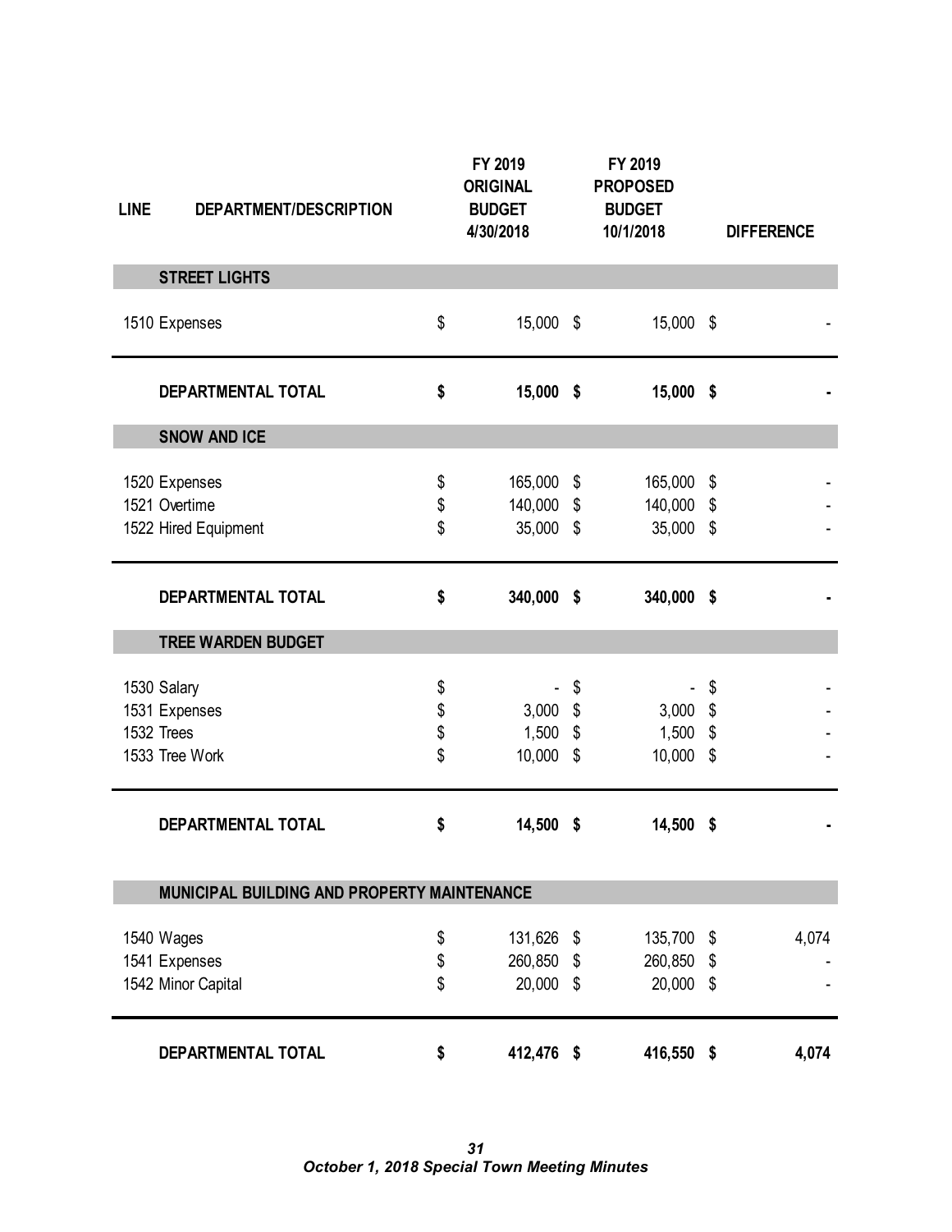| LINE | DEPARTMENT/DESCRIPTION | FY 2019 ORIGINAL BUDGET 4/30/2018 | FY 2019 PROPOSED BUDGET 10/1/2018 | DIFFERENCE |
|---|---|---|---|---|
| | **STREET LIGHTS** | | | |
| 1510 | Expenses | $ 15,000 | $ 15,000 | $ - |
| | **DEPARTMENTAL TOTAL** | **$ 15,000** | **$ 15,000** | **$ -** |
| | **SNOW AND ICE** | | | |
| 1520 | Expenses | $ 165,000 | $ 165,000 | $ - |
| 1521 | Overtime | $ 140,000 | $ 140,000 | $ - |
| 1522 | Hired Equipment | $ 35,000 | $ 35,000 | $ - |
| | **DEPARTMENTAL TOTAL** | **$ 340,000** | **$ 340,000** | **$ -** |
| | **TREE WARDEN BUDGET** | | | |
| 1530 | Salary | $ - | $ - | $ - |
| 1531 | Expenses | $ 3,000 | $ 3,000 | $ - |
| 1532 | Trees | $ 1,500 | $ 1,500 | $ - |
| 1533 | Tree Work | $ 10,000 | $ 10,000 | $ - |
| | **DEPARTMENTAL TOTAL** | **$ 14,500** | **$ 14,500** | **$ -** |
| | **MUNICIPAL BUILDING AND PROPERTY MAINTENANCE** | | | |
| 1540 | Wages | $ 131,626 | $ 135,700 | $ 4,074 |
| 1541 | Expenses | $ 260,850 | $ 260,850 | $ - |
| 1542 | Minor Capital | $ 20,000 | $ 20,000 | $ - |
| | **DEPARTMENTAL TOTAL** | **$ 412,476** | **$ 416,550** | **$ 4,074** |

*October 1, 2018 Special Town Meeting Minutes*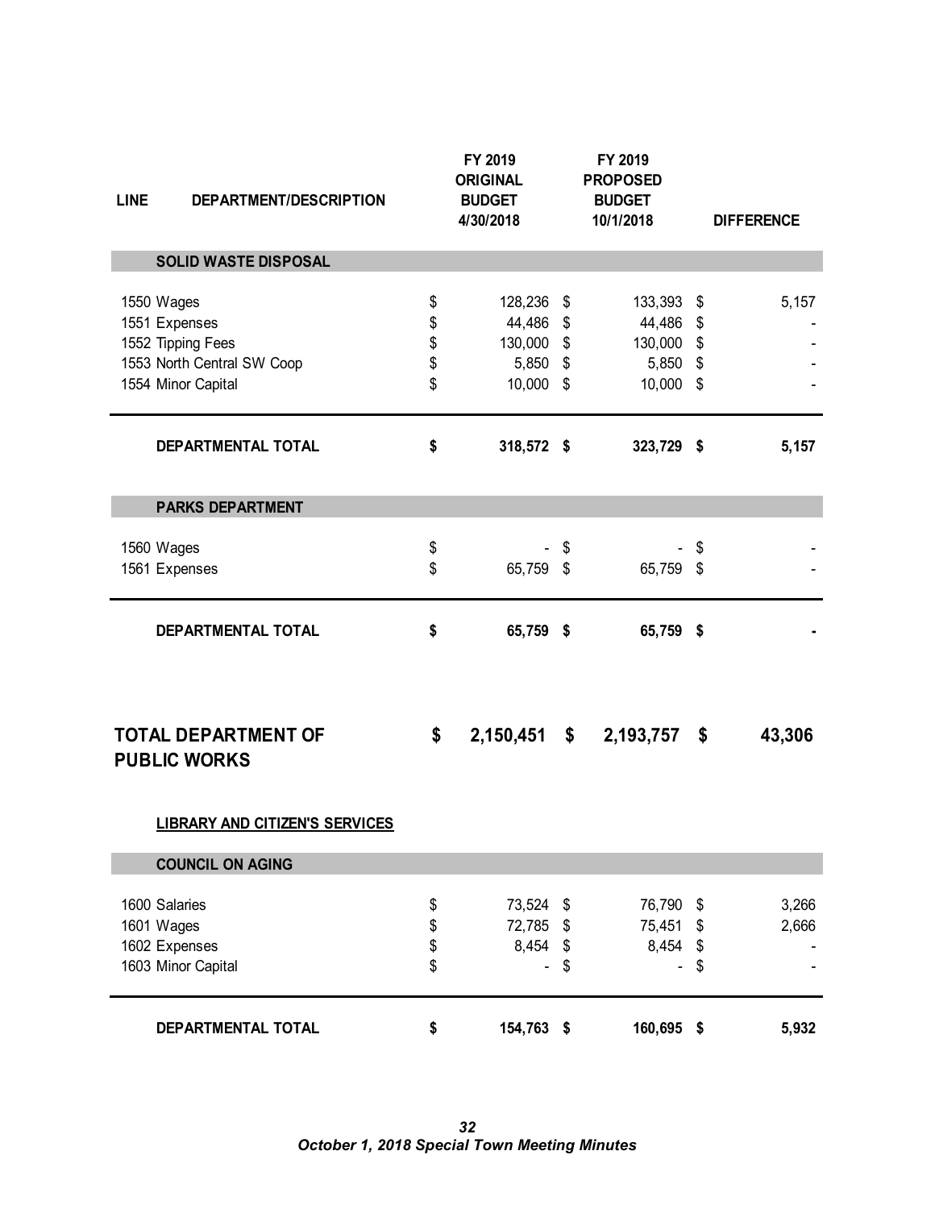| LINE | DEPARTMENT/DESCRIPTION | FY 2019 ORIGINAL BUDGET 4/30/2018 | FY 2019 PROPOSED BUDGET 10/1/2018 | DIFFERENCE |
|---|---|---|---|---|
| | **SOLID WASTE DISPOSAL** | | | |
| 1550 | Wages | $ 128,236 | $ 133,393 | $ 5,157 |
| 1551 | Expenses | $ 44,486 | $ 44,486 | $ - |
| 1552 | Tipping Fees | $ 130,000 | $ 130,000 | $ - |
| 1553 | North Central SW Coop | $ 5,850 | $ 5,850 | $ - |
| 1554 | Minor Capital | $ 10,000 | $ 10,000 | $ - |
| | **DEPARTMENTAL TOTAL** | **$ 318,572** | **$ 323,729** | **$ 5,157** |
| | **PARKS DEPARTMENT** | | | |
| 1560 | Wages | $ - | $ - | $ - |
| 1561 | Expenses | $ 65,759 | $ 65,759 | $ - |
| | **DEPARTMENTAL TOTAL** | **$ 65,759** | **$ 65,759** | **$ -** |
| | **TOTAL DEPARTMENT OF PUBLIC WORKS** | **$ 2,150,451** | **$ 2,193,757** | **$ 43,306** |
| | **LIBRARY AND CITIZEN'S SERVICES** | | | |
| | **COUNCIL ON AGING** | | | |
| 1600 | Salaries | $ 73,524 | $ 76,790 | $ 3,266 |
| 1601 | Wages | $ 72,785 | $ 75,451 | $ 2,666 |
| 1602 | Expenses | $ 8,454 | $ 8,454 | $ - |
| 1603 | Minor Capital | $ - | $ - | $ - |
| | **DEPARTMENTAL TOTAL** | **$ 154,763** | **$ 160,695** | **$ 5,932** |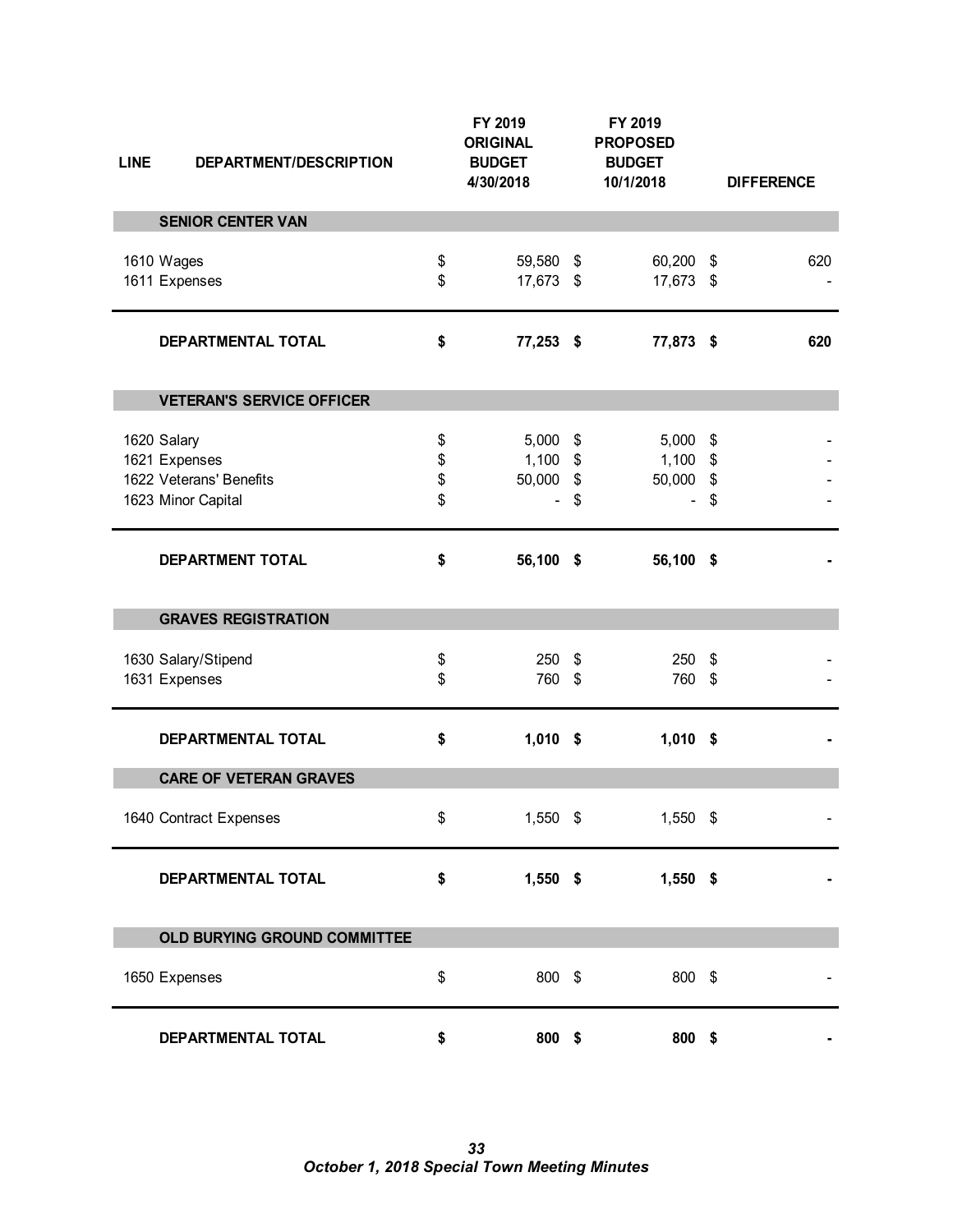| LINE | DEPARTMENT/DESCRIPTION | FY 2019 ORIGINAL BUDGET 4/30/2018 | FY 2019 PROPOSED BUDGET 10/1/2018 | DIFFERENCE |
|---|---|---|---|---|
| | **SENIOR CENTER VAN** | | | |
| 1610 | Wages | $ 59,580 | $ 60,200 | $ 620 |
| 1611 | Expenses | $ 17,673 | $ 17,673 | $ - |
| | **DEPARTMENTAL TOTAL** | **$ 77,253** | **$ 77,873** | **$ 620** |
| | **VETERAN'S SERVICE OFFICER** | | | |
| 1620 | Salary | $ 5,000 | $ 5,000 | $ - |
| 1621 | Expenses | $ 1,100 | $ 1,100 | $ - |
| 1622 | Veterans' Benefits | $ 50,000 | $ 50,000 | $ - |
| 1623 | Minor Capital | $ - | $ - | $ - |
| | **DEPARTMENT TOTAL** | **$ 56,100** | **$ 56,100** | **$ -** |
| | **GRAVES REGISTRATION** | | | |
| 1630 | Salary/Stipend | $ 250 | $ 250 | $ - |
| 1631 | Expenses | $ 760 | $ 760 | $ - |
| | **DEPARTMENTAL TOTAL** | **$ 1,010** | **$ 1,010** | **$ -** |
| | **CARE OF VETERAN GRAVES** | | | |
| 1640 | Contract Expenses | $ 1,550 | $ 1,550 | $ - |
| | **DEPARTMENTAL TOTAL** | **$ 1,550** | **$ 1,550** | **$ -** |
| | **OLD BURYING GROUND COMMITTEE** | | | |
| 1650 | Expenses | $ 800 | $ 800 | $ - |
| | **DEPARTMENTAL TOTAL** | **$ 800** | **$ 800** | **$ -** |

***October 1, 2018 Special Town Meeting Minutes***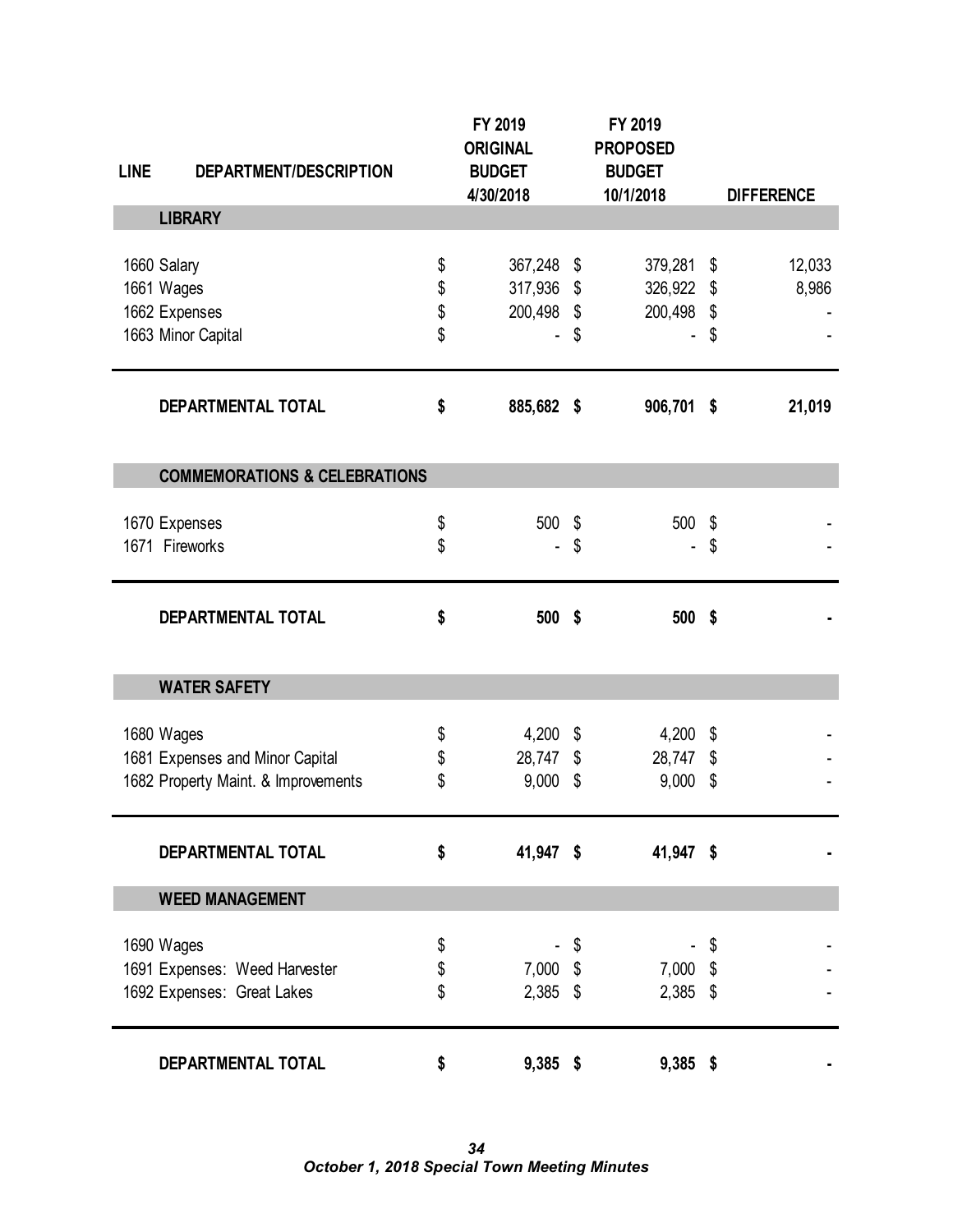| LINE | DEPARTMENT/DESCRIPTION | FY 2019 ORIGINAL BUDGET 4/30/2018 | FY 2019 PROPOSED BUDGET 10/1/2018 | DIFFERENCE |
|---|---|---|---|---|
| | **LIBRARY** | | | |
| 1660 | Salary | $ 367,248 | $ 379,281 | $ 12,033 |
| 1661 | Wages | $ 317,936 | $ 326,922 | $ 8,986 |
| 1662 | Expenses | $ 200,498 | $ 200,498 | $ - |
| 1663 | Minor Capital | $ - | $ - | $ - |
| | **DEPARTMENTAL TOTAL** | **$ 885,682** | **$ 906,701** | **$ 21,019** |
| | **COMMEMORATIONS & CELEBRATIONS** | | | |
| 1670 | Expenses | $ 500 | $ 500 | $ - |
| 1671 | Fireworks | $ - | $ - | $ - |
| | **DEPARTMENTAL TOTAL** | **$ 500** | **$ 500** | **$ -** |
| | **WATER SAFETY** | | | |
| 1680 | Wages | $ 4,200 | $ 4,200 | $ - |
| 1681 | Expenses and Minor Capital | $ 28,747 | $ 28,747 | $ - |
| 1682 | Property Maint. & Improvements | $ 9,000 | $ 9,000 | $ - |
| | **DEPARTMENTAL TOTAL** | **$ 41,947** | **$ 41,947** | **$ -** |
| | **WEED MANAGEMENT** | | | |
| 1690 | Wages | $ - | $ - | $ - |
| 1691 | Expenses: Weed Harvester | $ 7,000 | $ 7,000 | $ - |
| 1692 | Expenses: Great Lakes | $ 2,385 | $ 2,385 | $ - |
| | **DEPARTMENTAL TOTAL** | **$ 9,385** | **$ 9,385** | **$ -** |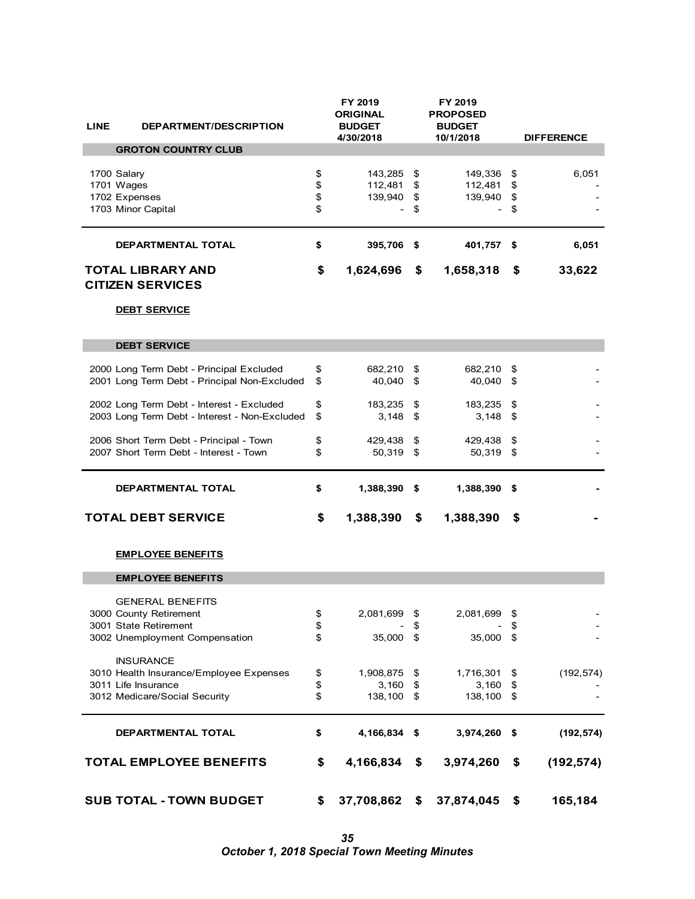| LINE | DEPARTMENT/DESCRIPTION | FY 2019 ORIGINAL BUDGET 4/30/2018 | FY 2019 PROPOSED BUDGET 10/1/2018 | DIFFERENCE |
|---|---|---|---|---|
| | **GROTON COUNTRY CLUB** | | | |
| 1700 | Salary | $ 143,285 | $ 149,336 | $ 6,051 |
| 1701 | Wages | $ 112,481 | $ 112,481 | $ - |
| 1702 | Expenses | $ 139,940 | $ 139,940 | $ - |
| 1703 | Minor Capital | $ - | $ - | $ - |
| | **DEPARTMENTAL TOTAL** | **$ 395,706** | **$ 401,757** | **$ 6,051** |
| | **TOTAL LIBRARY AND CITIZEN SERVICES** | **$ 1,624,696** | **$ 1,658,318** | **$ 33,622** |
| | **DEBT SERVICE** | | | |
| | **DEBT SERVICE** | | | |
| 2000 | Long Term Debt - Principal Excluded | $ 682,210 | $ 682,210 | $ - |
| 2001 | Long Term Debt - Principal Non-Excluded | $ 40,040 | $ 40,040 | $ - |
| 2002 | Long Term Debt - Interest - Excluded | $ 183,235 | $ 183,235 | $ - |
| 2003 | Long Term Debt - Interest - Non-Excluded | $ 3,148 | $ 3,148 | $ - |
| 2006 | Short Term Debt - Principal - Town | $ 429,438 | $ 429,438 | $ - |
| 2007 | Short Term Debt - Interest - Town | $ 50,319 | $ 50,319 | $ - |
| | **DEPARTMENTAL TOTAL** | **$ 1,388,390** | **$ 1,388,390** | **$ -** |
| | **TOTAL DEBT SERVICE** | **$ 1,388,390** | **$ 1,388,390** | **$ -** |
| | **EMPLOYEE BENEFITS** | | | |
| | **EMPLOYEE BENEFITS** | | | |
| | GENERAL BENEFITS | | | |
| 3000 | County Retirement | $ 2,081,699 | $ 2,081,699 | $ - |
| 3001 | State Retirement | $ - | $ - | $ - |
| 3002 | Unemployment Compensation | $ 35,000 | $ 35,000 | $ - |
| | INSURANCE | | | |
| 3010 | Health Insurance/Employee Expenses | $ 1,908,875 | $ 1,716,301 | $ (192,574) |
| 3011 | Life Insurance | $ 3,160 | $ 3,160 | $ - |
| 3012 | Medicare/Social Security | $ 138,100 | $ 138,100 | $ - |
| | **DEPARTMENTAL TOTAL** | **$ 4,166,834** | **$ 3,974,260** | **$ (192,574)** |
| | **TOTAL EMPLOYEE BENEFITS** | **$ 4,166,834** | **$ 3,974,260** | **$ (192,574)** |
| | **SUB TOTAL - TOWN BUDGET** | **$ 37,708,862** | **$ 37,874,045** | **$ 165,184** |

*October 1, 2018 Special Town Meeting Minutes*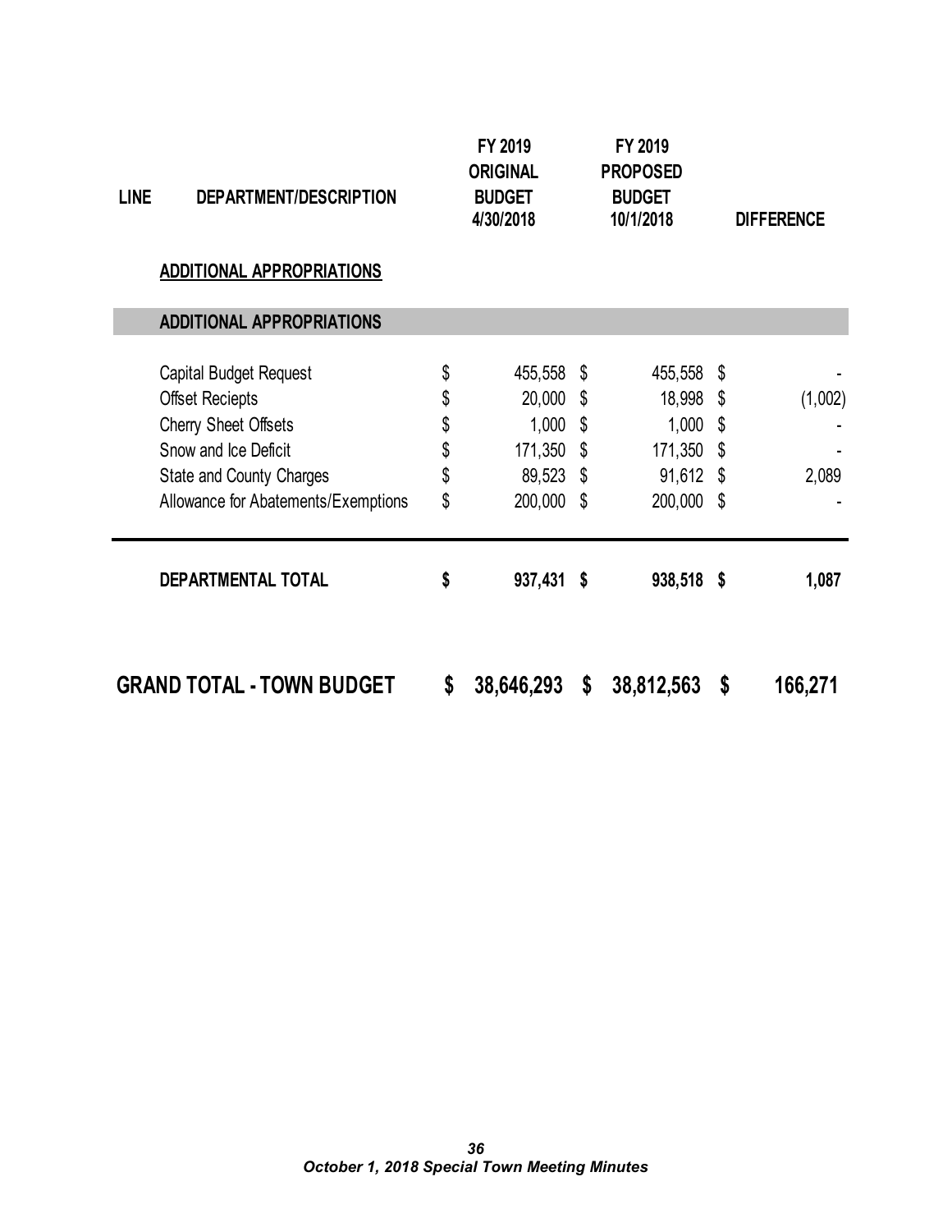| LINE | DEPARTMENT/DESCRIPTION | FY 2019 ORIGINAL BUDGET 4/30/2018 | FY 2019 PROPOSED BUDGET 10/1/2018 | DIFFERENCE |
|---|---|---|---|---|
| | **ADDITIONAL APPROPRIATIONS** | | | |
| | **ADDITIONAL APPROPRIATIONS** | | | |
| | Capital Budget Request | $ 455,558 | $ 455,558 | $ - |
| | Offset Reciepts | $ 20,000 | $ 18,998 | $ (1,002) |
| | Cherry Sheet Offsets | $ 1,000 | $ 1,000 | $ - |
| | Snow and Ice Deficit | $ 171,350 | $ 171,350 | $ - |
| | State and County Charges | $ 89,523 | $ 91,612 | $ 2,089 |
| | Allowance for Abatements/Exemptions | $ 200,000 | $ 200,000 | $ - |
| | **DEPARTMENTAL TOTAL** | **$ 937,431** | **$ 938,518** | **$ 1,087** |
| | **GRAND TOTAL - TOWN BUDGET** | **$ 38,646,293** | **$ 38,812,563** | **$ 166,271** |